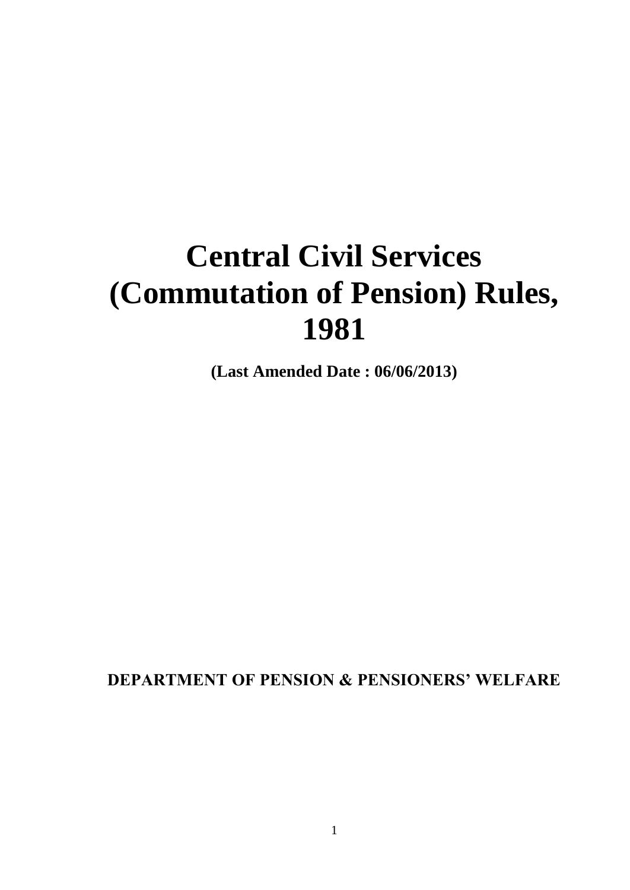# Central Civil Services (Commutation of Pension) Rules, 1981

**(Last Amended Date : 06/06/2013)**

**DEPARTMENT OF PENSION & PENSIONERS' WELFARE**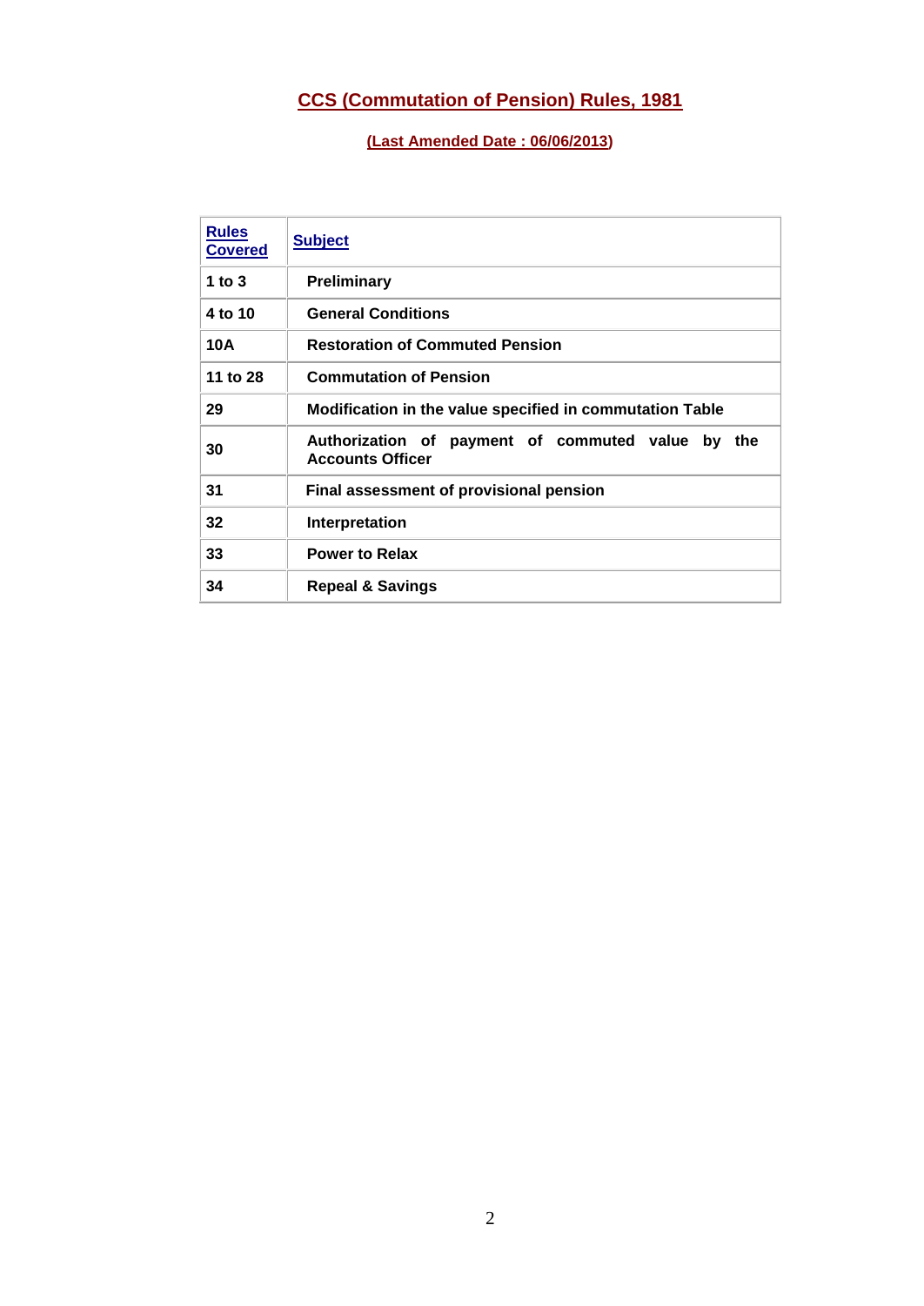# CCS (Commutation of Pension) Rules, 1981

**(Last Amended Date : 06/06/2013)**

| Rules Covered | Subject |
|---|---|
| **1 to 3** | **Preliminary** |
| **4 to 10** | **General Conditions** |
| **10A** | **Restoration of Commuted Pension** |
| **11 to 28** | **Commutation of Pension** |
| **29** | **Modification in the value specified in commutation Table** |
| **30** | **Authorization of payment of commuted value by the Accounts Officer** |
| **31** | **Final assessment of provisional pension** |
| **32** | **Interpretation** |
| **33** | **Power to Relax** |
| **34** | **Repeal & Savings** |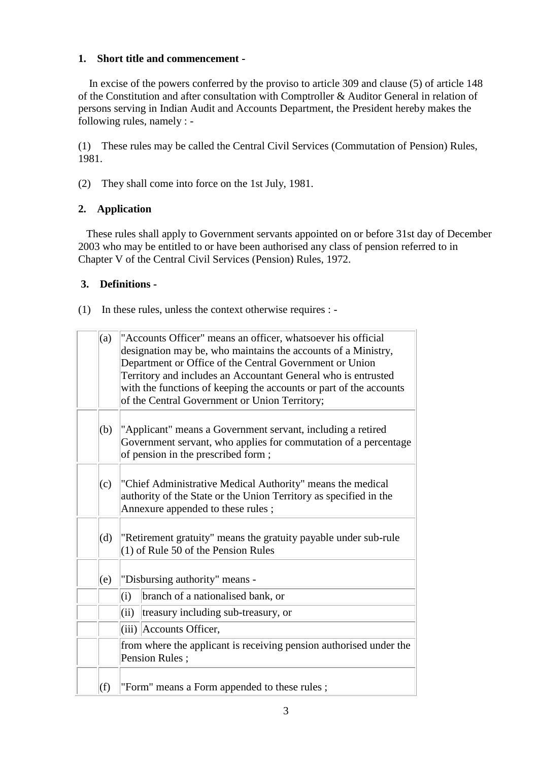**1. Short title and commencement -**

In excise of the powers conferred by the proviso to article 309 and clause (5) of article 148 of the Constitution and after consultation with Comptroller & Auditor General in relation of persons serving in Indian Audit and Accounts Department, the President hereby makes the following rules, namely : -

(1) These rules may be called the Central Civil Services (Commutation of Pension) Rules, 1981.

(2) They shall come into force on the 1st July, 1981.

**2. Application**

These rules shall apply to Government servants appointed on or before 31st day of December 2003 who may be entitled to or have been authorised any class of pension referred to in Chapter V of the Central Civil Services (Pension) Rules, 1972.

**3. Definitions -**

(1) In these rules, unless the context otherwise requires : -

| | | | |
|---|---|---|---|
| | (a) | "Accounts Officer" means an officer, whatsoever his official designation may be, who maintains the accounts of a Ministry, Department or Office of the Central Government or Union Territory and includes an Accountant General who is entrusted with the functions of keeping the accounts or part of the accounts of the Central Government or Union Territory; | |
| | (b) | "Applicant" means a Government servant, including a retired Government servant, who applies for commutation of a percentage of pension in the prescribed form ; | |
| | (c) | "Chief Administrative Medical Authority" means the medical authority of the State or the Union Territory as specified in the Annexure appended to these rules ; | |
| | (d) | "Retirement gratuity" means the gratuity payable under sub-rule (1) of Rule 50 of the Pension Rules | |
| | (e) | "Disbursing authority" means - | |
| | | (i) | branch of a nationalised bank, or |
| | | (ii) | treasury including sub-treasury, or |
| | | (iii) | Accounts Officer, |
| | | from where the applicant is receiving pension authorised under the Pension Rules ; | |
| | (f) | "Form" means a Form appended to these rules ; | |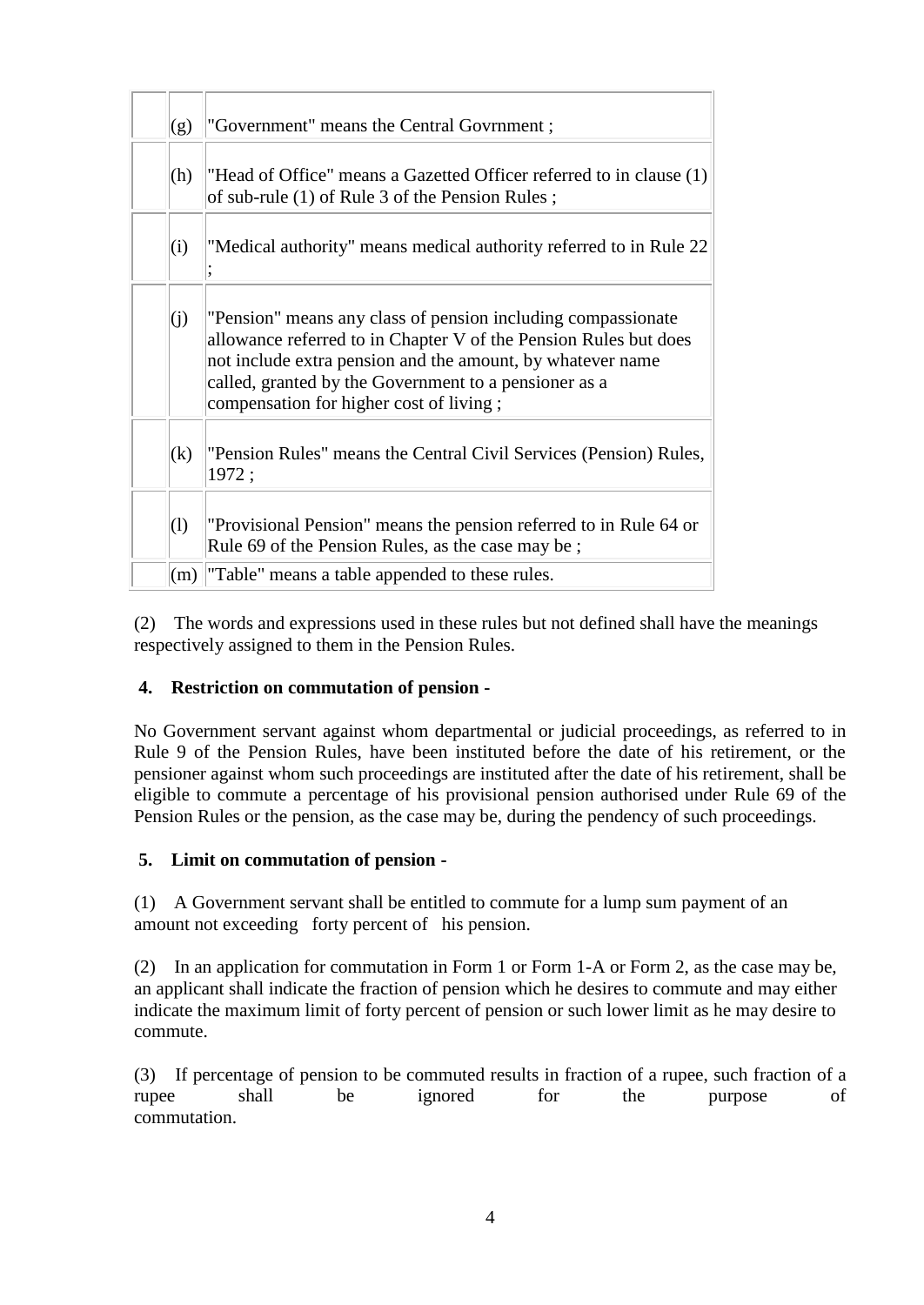| | | |
|---|---|---|
| | (g) | "Government" means the Central Govrnment ; |
| | (h) | "Head of Office" means a Gazetted Officer referred to in clause (1) of sub-rule (1) of Rule 3 of the Pension Rules ; |
| | (i) | "Medical authority" means medical authority referred to in Rule 22 ; |
| | (j) | "Pension" means any class of pension including compassionate allowance referred to in Chapter V of the Pension Rules but does not include extra pension and the amount, by whatever name called, granted by the Government to a pensioner as a compensation for higher cost of living ; |
| | (k) | "Pension Rules" means the Central Civil Services (Pension) Rules, 1972 ; |
| | (l) | "Provisional Pension" means the pension referred to in Rule 64 or Rule 69 of the Pension Rules, as the case may be ; |
| | (m) | "Table" means a table appended to these rules. |

(2) The words and expressions used in these rules but not defined shall have the meanings respectively assigned to them in the Pension Rules.

**4. Restriction on commutation of pension -**

No Government servant against whom departmental or judicial proceedings, as referred to in Rule 9 of the Pension Rules, have been instituted before the date of his retirement, or the pensioner against whom such proceedings are instituted after the date of his retirement, shall be eligible to commute a percentage of his provisional pension authorised under Rule 69 of the Pension Rules or the pension, as the case may be, during the pendency of such proceedings.

**5. Limit on commutation of pension -**

(1) A Government servant shall be entitled to commute for a lump sum payment of an amount not exceeding forty percent of his pension.

(2) In an application for commutation in Form 1 or Form 1-A or Form 2, as the case may be, an applicant shall indicate the fraction of pension which he desires to commute and may either indicate the maximum limit of forty percent of pension or such lower limit as he may desire to commute.

(3) If percentage of pension to be commuted results in fraction of a rupee, such fraction of a rupee shall be ignored for the purpose of commutation.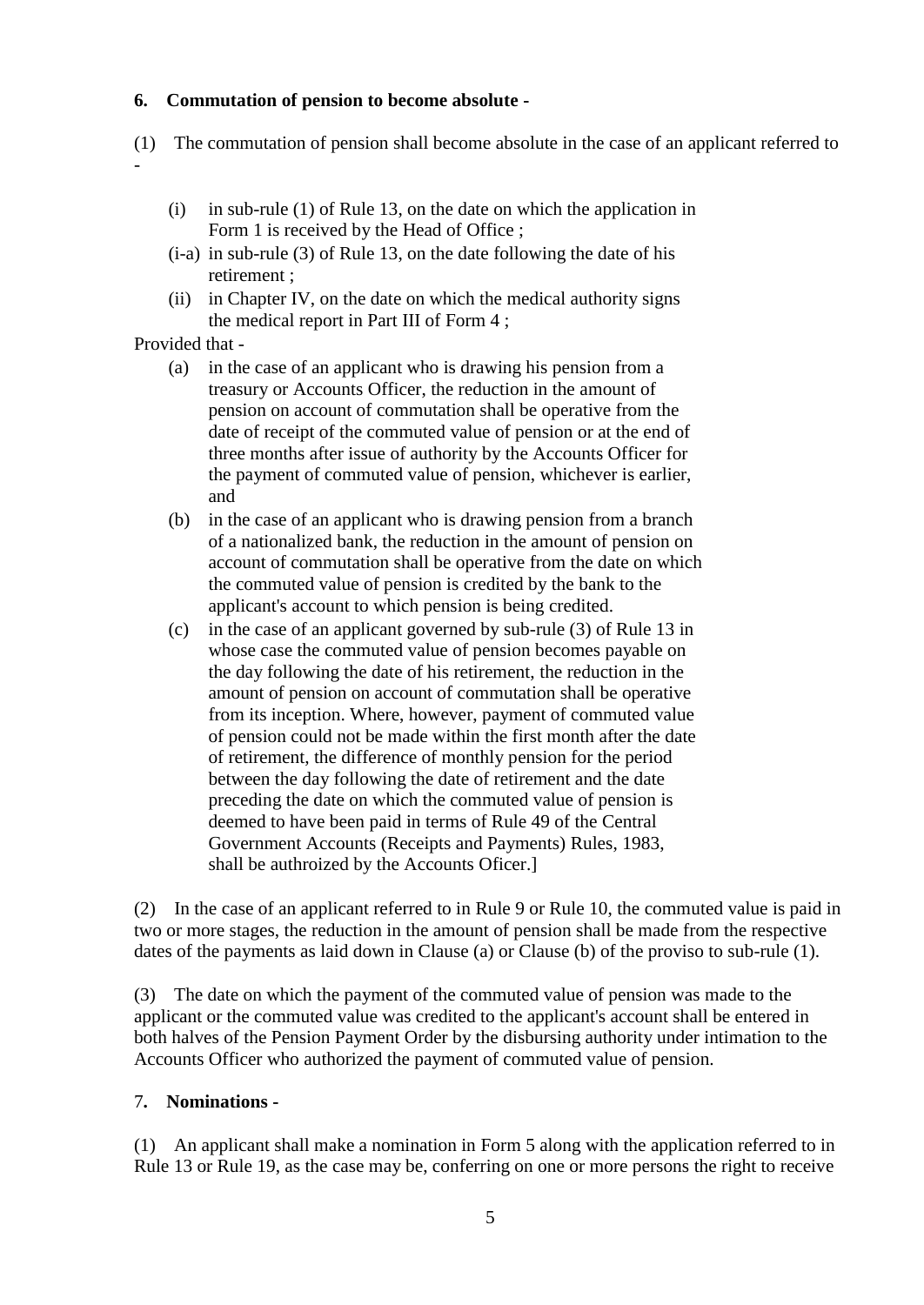**6. Commutation of pension to become absolute -**

(1) The commutation of pension shall become absolute in the case of an applicant referred to -

- (i) in sub-rule (1) of Rule 13, on the date on which the application in Form 1 is received by the Head of Office ;
- (i-a) in sub-rule (3) of Rule 13, on the date following the date of his retirement ;
- (ii) in Chapter IV, on the date on which the medical authority signs the medical report in Part III of Form 4 ;

Provided that -

- (a) in the case of an applicant who is drawing his pension from a treasury or Accounts Officer, the reduction in the amount of pension on account of commutation shall be operative from the date of receipt of the commuted value of pension or at the end of three months after issue of authority by the Accounts Officer for the payment of commuted value of pension, whichever is earlier, and
- (b) in the case of an applicant who is drawing pension from a branch of a nationalized bank, the reduction in the amount of pension on account of commutation shall be operative from the date on which the commuted value of pension is credited by the bank to the applicant's account to which pension is being credited.
- (c) in the case of an applicant governed by sub-rule (3) of Rule 13 in whose case the commuted value of pension becomes payable on the day following the date of his retirement, the reduction in the amount of pension on account of commutation shall be operative from its inception. Where, however, payment of commuted value of pension could not be made within the first month after the date of retirement, the difference of monthly pension for the period between the day following the date of retirement and the date preceding the date on which the commuted value of pension is deemed to have been paid in terms of Rule 49 of the Central Government Accounts (Receipts and Payments) Rules, 1983, shall be authroized by the Accounts Oficer.]

(2) In the case of an applicant referred to in Rule 9 or Rule 10, the commuted value is paid in two or more stages, the reduction in the amount of pension shall be made from the respective dates of the payments as laid down in Clause (a) or Clause (b) of the proviso to sub-rule (1).

(3) The date on which the payment of the commuted value of pension was made to the applicant or the commuted value was credited to the applicant's account shall be entered in both halves of the Pension Payment Order by the disbursing authority under intimation to the Accounts Officer who authorized the payment of commuted value of pension.

**7. Nominations -**

(1) An applicant shall make a nomination in Form 5 along with the application referred to in Rule 13 or Rule 19, as the case may be, conferring on one or more persons the right to receive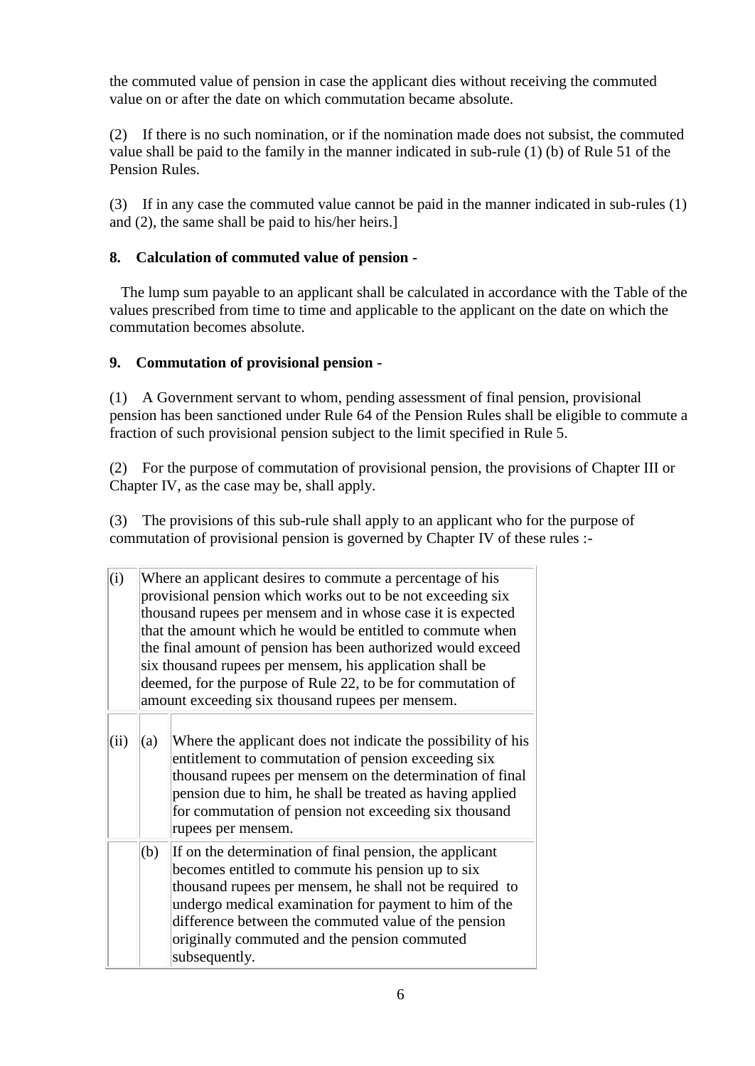the commuted value of pension in case the applicant dies without receiving the commuted value on or after the date on which commutation became absolute.

(2) If there is no such nomination, or if the nomination made does not subsist, the commuted value shall be paid to the family in the manner indicated in sub-rule (1) (b) of Rule 51 of the Pension Rules.

(3) If in any case the commuted value cannot be paid in the manner indicated in sub-rules (1) and (2), the same shall be paid to his/her heirs.]

**8. Calculation of commuted value of pension -**

The lump sum payable to an applicant shall be calculated in accordance with the Table of the values prescribed from time to time and applicable to the applicant on the date on which the commutation becomes absolute.

**9. Commutation of provisional pension -**

(1) A Government servant to whom, pending assessment of final pension, provisional pension has been sanctioned under Rule 64 of the Pension Rules shall be eligible to commute a fraction of such provisional pension subject to the limit specified in Rule 5.

(2) For the purpose of commutation of provisional pension, the provisions of Chapter III or Chapter IV, as the case may be, shall apply.

(3) The provisions of this sub-rule shall apply to an applicant who for the purpose of commutation of provisional pension is governed by Chapter IV of these rules :-

| | | |
|---|---|---|
| (i) | Where an applicant desires to commute a percentage of his provisional pension which works out to be not exceeding six thousand rupees per mensem and in whose case it is expected that the amount which he would be entitled to commute when the final amount of pension has been authorized would exceed six thousand rupees per mensem, his application shall be deemed, for the purpose of Rule 22, to be for commutation of amount exceeding six thousand rupees per mensem. | |
| (ii) | (a) | Where the applicant does not indicate the possibility of his entitlement to commutation of pension exceeding six thousand rupees per mensem on the determination of final pension due to him, he shall be treated as having applied for commutation of pension not exceeding six thousand rupees per mensem. |
| | (b) | If on the determination of final pension, the applicant becomes entitled to commute his pension up to six thousand rupees per mensem, he shall not be required to undergo medical examination for payment to him of the difference between the commuted value of the pension originally commuted and the pension commuted subsequently. |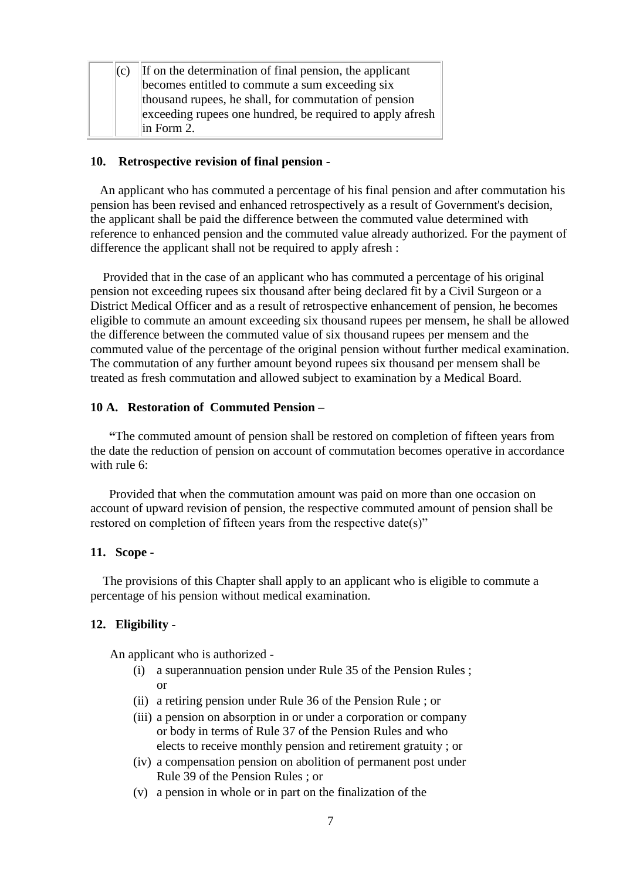| | (c) | If on the determination of final pension, the applicant becomes entitled to commute a sum exceeding six thousand rupees, he shall, for commutation of pension exceeding rupees one hundred, be required to apply afresh in Form 2. |
|---|---|---|

**10. Retrospective revision of final pension -**

An applicant who has commuted a percentage of his final pension and after commutation his pension has been revised and enhanced retrospectively as a result of Government's decision, the applicant shall be paid the difference between the commuted value determined with reference to enhanced pension and the commuted value already authorized. For the payment of difference the applicant shall not be required to apply afresh :

Provided that in the case of an applicant who has commuted a percentage of his original pension not exceeding rupees six thousand after being declared fit by a Civil Surgeon or a District Medical Officer and as a result of retrospective enhancement of pension, he becomes eligible to commute an amount exceeding six thousand rupees per mensem, he shall be allowed the difference between the commuted value of six thousand rupees per mensem and the commuted value of the percentage of the original pension without further medical examination. The commutation of any further amount beyond rupees six thousand per mensem shall be treated as fresh commutation and allowed subject to examination by a Medical Board.

**10 A. Restoration of Commuted Pension –**

**"**The commuted amount of pension shall be restored on completion of fifteen years from the date the reduction of pension on account of commutation becomes operative in accordance with rule 6:

Provided that when the commutation amount was paid on more than one occasion on account of upward revision of pension, the respective commuted amount of pension shall be restored on completion of fifteen years from the respective date(s)"

**11. Scope -**

The provisions of this Chapter shall apply to an applicant who is eligible to commute a percentage of his pension without medical examination.

**12. Eligibility -**

An applicant who is authorized -

(i) a superannuation pension under Rule 35 of the Pension Rules ; or

(ii) a retiring pension under Rule 36 of the Pension Rule ; or

(iii) a pension on absorption in or under a corporation or company or body in terms of Rule 37 of the Pension Rules and who elects to receive monthly pension and retirement gratuity ; or

(iv) a compensation pension on abolition of permanent post under Rule 39 of the Pension Rules ; or

(v) a pension in whole or in part on the finalization of the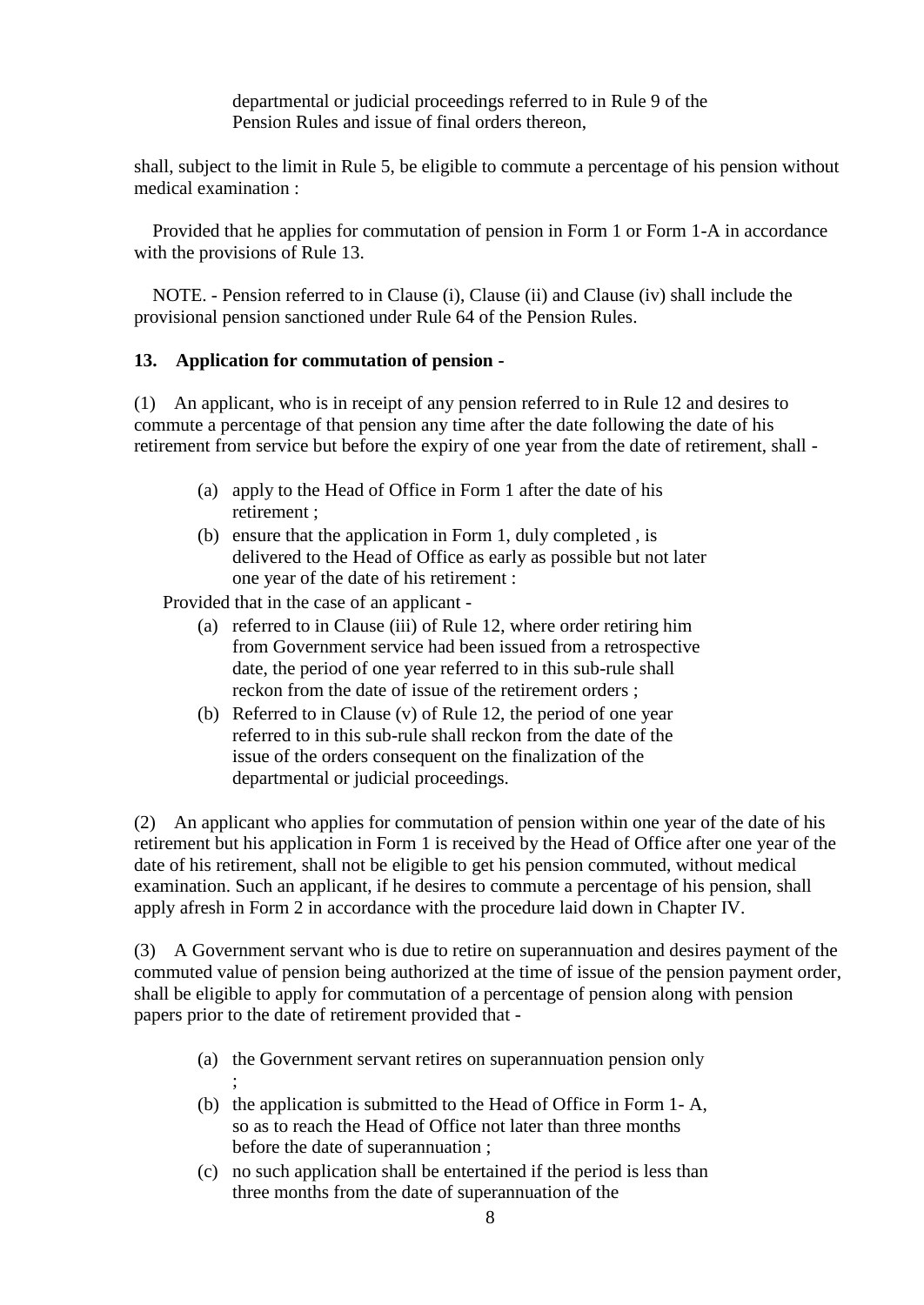departmental or judicial proceedings referred to in Rule 9 of the Pension Rules and issue of final orders thereon,

shall, subject to the limit in Rule 5, be eligible to commute a percentage of his pension without medical examination :

Provided that he applies for commutation of pension in Form 1 or Form 1-A in accordance with the provisions of Rule 13.

NOTE. - Pension referred to in Clause (i), Clause (ii) and Clause (iv) shall include the provisional pension sanctioned under Rule 64 of the Pension Rules.

**13. Application for commutation of pension -**

(1) An applicant, who is in receipt of any pension referred to in Rule 12 and desires to commute a percentage of that pension any time after the date following the date of his retirement from service but before the expiry of one year from the date of retirement, shall -

(a) apply to the Head of Office in Form 1 after the date of his retirement ;
(b) ensure that the application in Form 1, duly completed , is delivered to the Head of Office as early as possible but not later one year of the date of his retirement :

Provided that in the case of an applicant -

(a) referred to in Clause (iii) of Rule 12, where order retiring him from Government service had been issued from a retrospective date, the period of one year referred to in this sub-rule shall reckon from the date of issue of the retirement orders ;
(b) Referred to in Clause (v) of Rule 12, the period of one year referred to in this sub-rule shall reckon from the date of the issue of the orders consequent on the finalization of the departmental or judicial proceedings.

(2) An applicant who applies for commutation of pension within one year of the date of his retirement but his application in Form 1 is received by the Head of Office after one year of the date of his retirement, shall not be eligible to get his pension commuted, without medical examination. Such an applicant, if he desires to commute a percentage of his pension, shall apply afresh in Form 2 in accordance with the procedure laid down in Chapter IV.

(3) A Government servant who is due to retire on superannuation and desires payment of the commuted value of pension being authorized at the time of issue of the pension payment order, shall be eligible to apply for commutation of a percentage of pension along with pension papers prior to the date of retirement provided that -

(a) the Government servant retires on superannuation pension only ;
(b) the application is submitted to the Head of Office in Form 1- A, so as to reach the Head of Office not later than three months before the date of superannuation ;
(c) no such application shall be entertained if the period is less than three months from the date of superannuation of the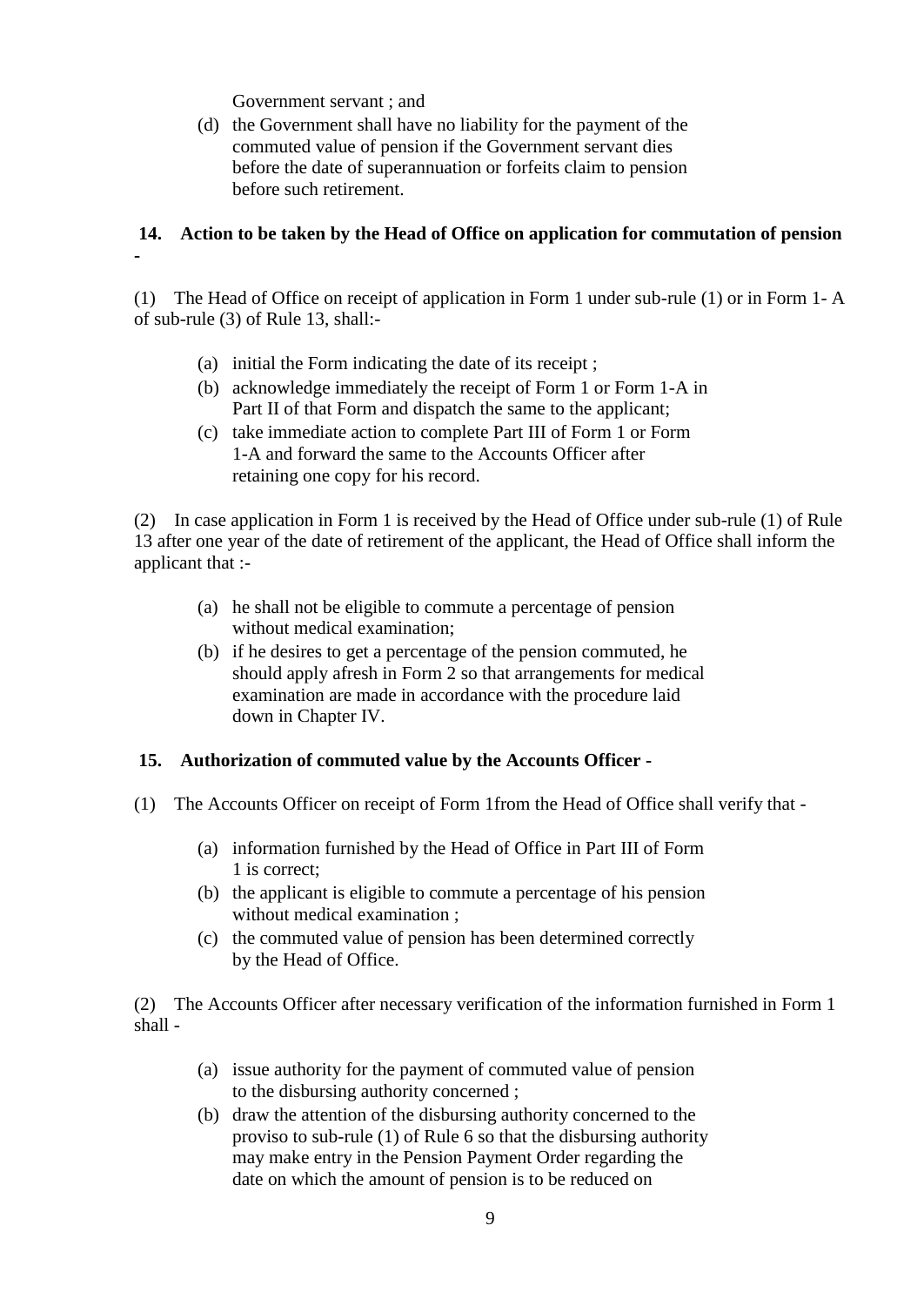Government servant ; and

(d) the Government shall have no liability for the payment of the commuted value of pension if the Government servant dies before the date of superannuation or forfeits claim to pension before such retirement.

**14. Action to be taken by the Head of Office on application for commutation of pension -**

(1) The Head of Office on receipt of application in Form 1 under sub-rule (1) or in Form 1- A of sub-rule (3) of Rule 13, shall:-

(a) initial the Form indicating the date of its receipt ;

(b) acknowledge immediately the receipt of Form 1 or Form 1-A in Part II of that Form and dispatch the same to the applicant;

(c) take immediate action to complete Part III of Form 1 or Form 1-A and forward the same to the Accounts Officer after retaining one copy for his record.

(2) In case application in Form 1 is received by the Head of Office under sub-rule (1) of Rule 13 after one year of the date of retirement of the applicant, the Head of Office shall inform the applicant that :-

(a) he shall not be eligible to commute a percentage of pension without medical examination;

(b) if he desires to get a percentage of the pension commuted, he should apply afresh in Form 2 so that arrangements for medical examination are made in accordance with the procedure laid down in Chapter IV.

**15. Authorization of commuted value by the Accounts Officer -**

(1) The Accounts Officer on receipt of Form 1from the Head of Office shall verify that -

(a) information furnished by the Head of Office in Part III of Form 1 is correct;

(b) the applicant is eligible to commute a percentage of his pension without medical examination ;

(c) the commuted value of pension has been determined correctly by the Head of Office.

(2) The Accounts Officer after necessary verification of the information furnished in Form 1 shall -

(a) issue authority for the payment of commuted value of pension to the disbursing authority concerned ;

(b) draw the attention of the disbursing authority concerned to the proviso to sub-rule (1) of Rule 6 so that the disbursing authority may make entry in the Pension Payment Order regarding the date on which the amount of pension is to be reduced on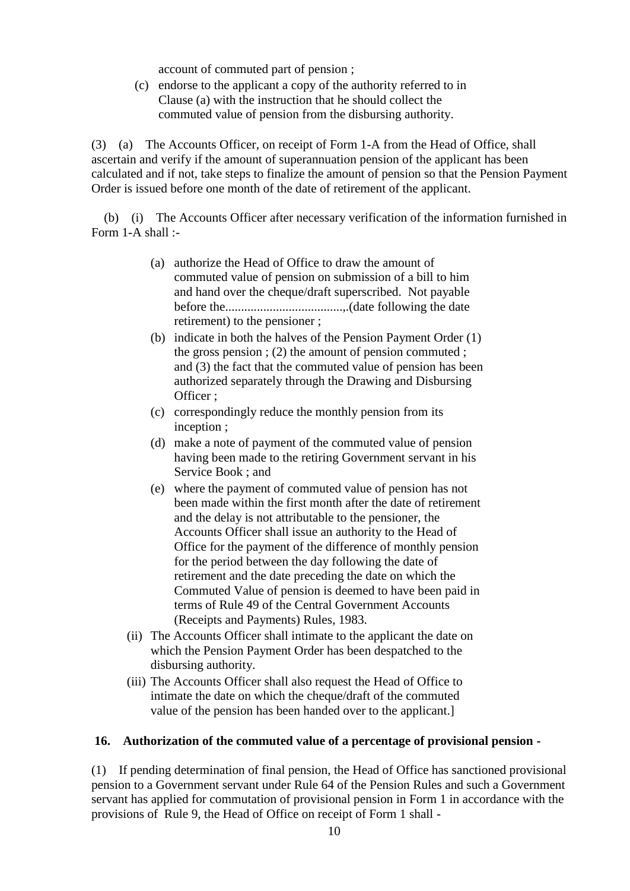account of commuted part of pension ;

(c) endorse to the applicant a copy of the authority referred to in Clause (a) with the instruction that he should collect the commuted value of pension from the disbursing authority.

(3) (a) The Accounts Officer, on receipt of Form 1-A from the Head of Office, shall ascertain and verify if the amount of superannuation pension of the applicant has been calculated and if not, take steps to finalize the amount of pension so that the Pension Payment Order is issued before one month of the date of retirement of the applicant.

(b) (i) The Accounts Officer after necessary verification of the information furnished in Form 1-A shall :-

> (a) authorize the Head of Office to draw the amount of commuted value of pension on submission of a bill to him and hand over the cheque/draft superscribed. Not payable before the.....................................,.(date following the date retirement) to the pensioner ;
>
> (b) indicate in both the halves of the Pension Payment Order (1) the gross pension ; (2) the amount of pension commuted ; and (3) the fact that the commuted value of pension has been authorized separately through the Drawing and Disbursing Officer ;
>
> (c) correspondingly reduce the monthly pension from its inception ;
>
> (d) make a note of payment of the commuted value of pension having been made to the retiring Government servant in his Service Book ; and
>
> (e) where the payment of commuted value of pension has not been made within the first month after the date of retirement and the delay is not attributable to the pensioner, the Accounts Officer shall issue an authority to the Head of Office for the payment of the difference of monthly pension for the period between the day following the date of retirement and the date preceding the date on which the Commuted Value of pension is deemed to have been paid in terms of Rule 49 of the Central Government Accounts (Receipts and Payments) Rules, 1983.

(ii) The Accounts Officer shall intimate to the applicant the date on which the Pension Payment Order has been despatched to the disbursing authority.

(iii) The Accounts Officer shall also request the Head of Office to intimate the date on which the cheque/draft of the commuted value of the pension has been handed over to the applicant.]

**16. Authorization of the commuted value of a percentage of provisional pension -**

(1) If pending determination of final pension, the Head of Office has sanctioned provisional pension to a Government servant under Rule 64 of the Pension Rules and such a Government servant has applied for commutation of provisional pension in Form 1 in accordance with the provisions of Rule 9, the Head of Office on receipt of Form 1 shall -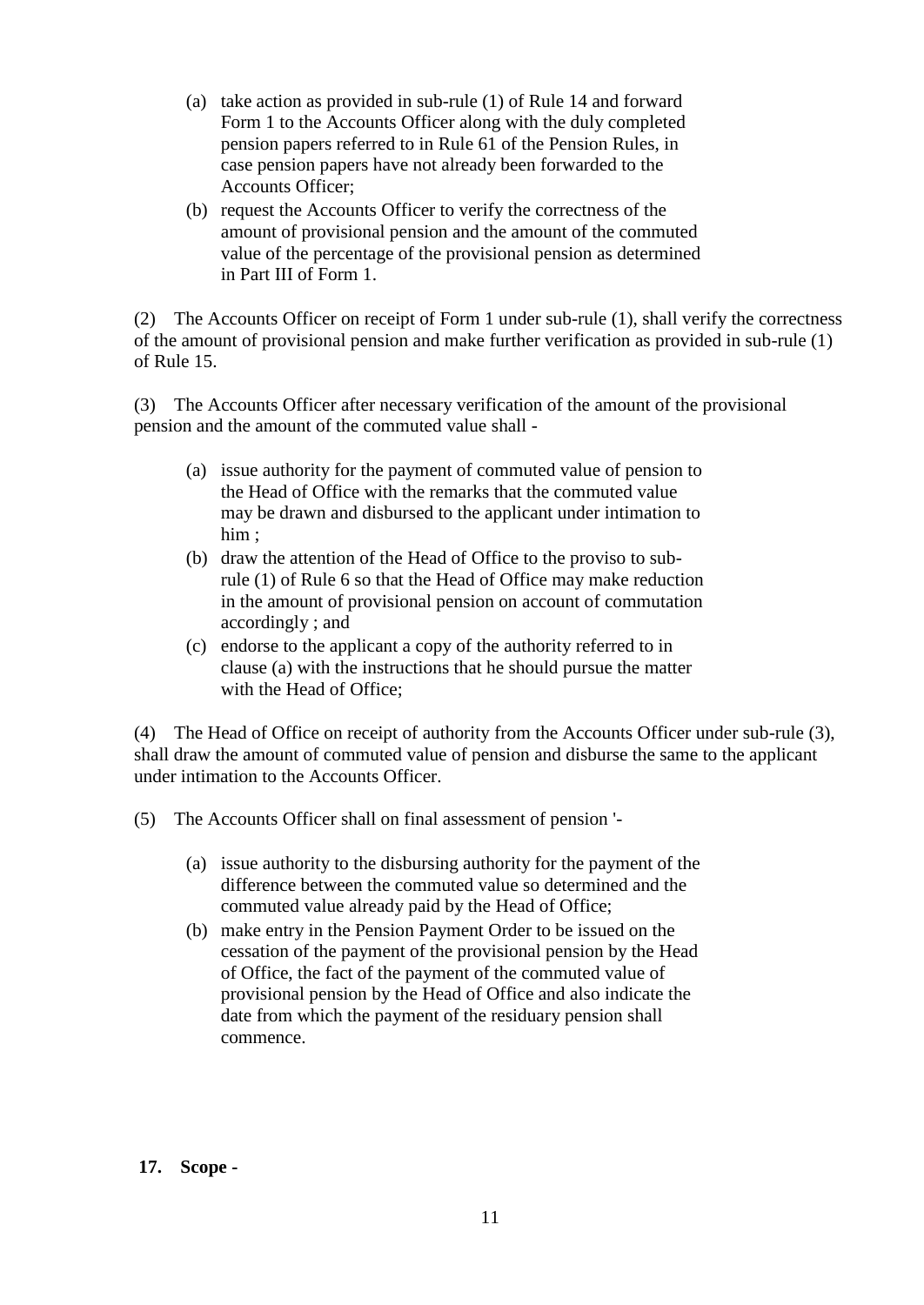(a) take action as provided in sub-rule (1) of Rule 14 and forward Form 1 to the Accounts Officer along with the duly completed pension papers referred to in Rule 61 of the Pension Rules, in case pension papers have not already been forwarded to the Accounts Officer;

(b) request the Accounts Officer to verify the correctness of the amount of provisional pension and the amount of the commuted value of the percentage of the provisional pension as determined in Part III of Form 1.

(2) The Accounts Officer on receipt of Form 1 under sub-rule (1), shall verify the correctness of the amount of provisional pension and make further verification as provided in sub-rule (1) of Rule 15.

(3) The Accounts Officer after necessary verification of the amount of the provisional pension and the amount of the commuted value shall -

(a) issue authority for the payment of commuted value of pension to the Head of Office with the remarks that the commuted value may be drawn and disbursed to the applicant under intimation to him ;

(b) draw the attention of the Head of Office to the proviso to sub-rule (1) of Rule 6 so that the Head of Office may make reduction in the amount of provisional pension on account of commutation accordingly ; and

(c) endorse to the applicant a copy of the authority referred to in clause (a) with the instructions that he should pursue the matter with the Head of Office;

(4) The Head of Office on receipt of authority from the Accounts Officer under sub-rule (3), shall draw the amount of commuted value of pension and disburse the same to the applicant under intimation to the Accounts Officer.

(5) The Accounts Officer shall on final assessment of pension '-

(a) issue authority to the disbursing authority for the payment of the difference between the commuted value so determined and the commuted value already paid by the Head of Office;

(b) make entry in the Pension Payment Order to be issued on the cessation of the payment of the provisional pension by the Head of Office, the fact of the payment of the commuted value of provisional pension by the Head of Office and also indicate the date from which the payment of the residuary pension shall commence.

**17. Scope -**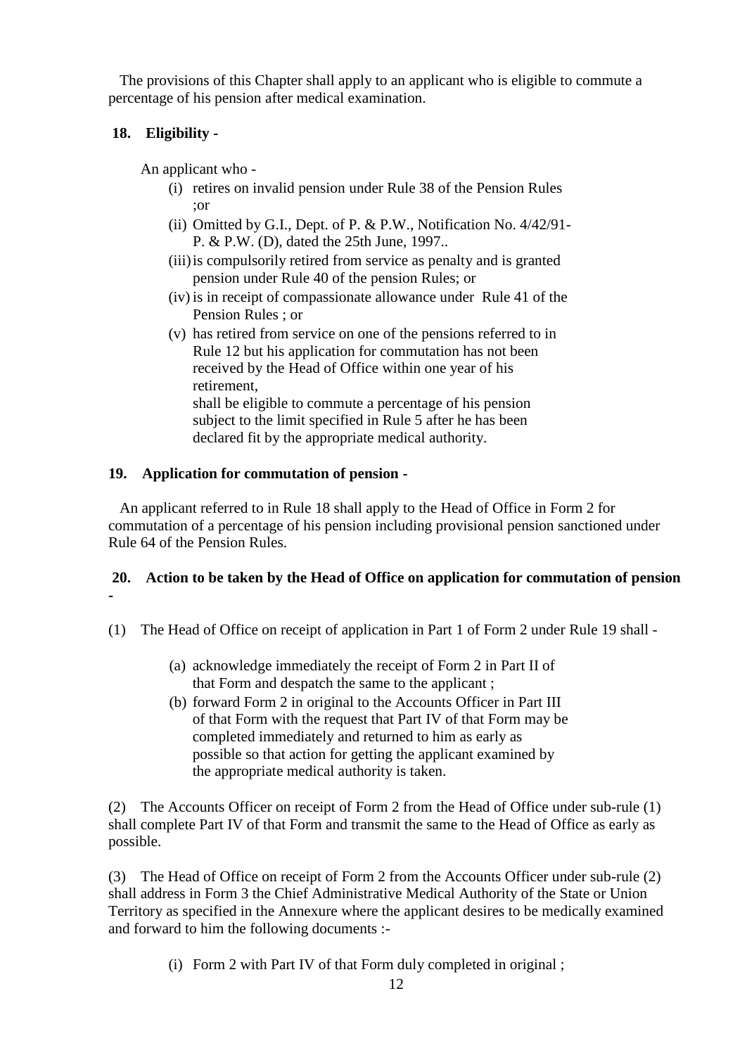The provisions of this Chapter shall apply to an applicant who is eligible to commute a percentage of his pension after medical examination.

**18. Eligibility -**

An applicant who -

(i) retires on invalid pension under Rule 38 of the Pension Rules ;or

(ii) Omitted by G.I., Dept. of P. & P.W., Notification No. 4/42/91-P. & P.W. (D), dated the 25th June, 1997..

(iii) is compulsorily retired from service as penalty and is granted pension under Rule 40 of the pension Rules; or

(iv) is in receipt of compassionate allowance under Rule 41 of the Pension Rules ; or

(v) has retired from service on one of the pensions referred to in Rule 12 but his application for commutation has not been received by the Head of Office within one year of his retirement,

shall be eligible to commute a percentage of his pension subject to the limit specified in Rule 5 after he has been declared fit by the appropriate medical authority.

**19. Application for commutation of pension -**

An applicant referred to in Rule 18 shall apply to the Head of Office in Form 2 for commutation of a percentage of his pension including provisional pension sanctioned under Rule 64 of the Pension Rules.

**20. Action to be taken by the Head of Office on application for commutation of pension -**

(1) The Head of Office on receipt of application in Part 1 of Form 2 under Rule 19 shall -

(a) acknowledge immediately the receipt of Form 2 in Part II of that Form and despatch the same to the applicant ;

(b) forward Form 2 in original to the Accounts Officer in Part III of that Form with the request that Part IV of that Form may be completed immediately and returned to him as early as possible so that action for getting the applicant examined by the appropriate medical authority is taken.

(2) The Accounts Officer on receipt of Form 2 from the Head of Office under sub-rule (1) shall complete Part IV of that Form and transmit the same to the Head of Office as early as possible.

(3) The Head of Office on receipt of Form 2 from the Accounts Officer under sub-rule (2) shall address in Form 3 the Chief Administrative Medical Authority of the State or Union Territory as specified in the Annexure where the applicant desires to be medically examined and forward to him the following documents :-

(i) Form 2 with Part IV of that Form duly completed in original ;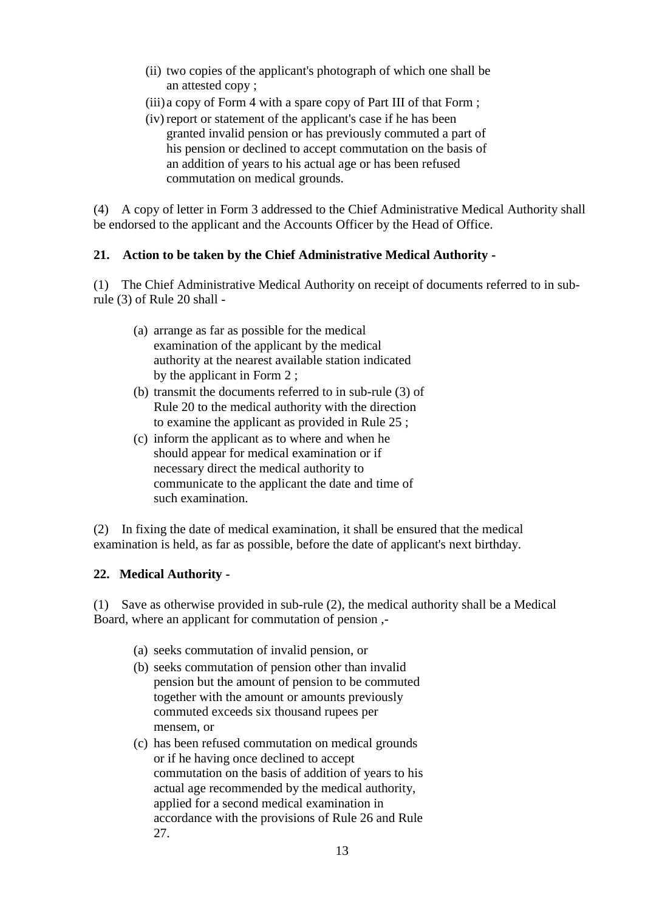(ii) two copies of the applicant's photograph of which one shall be an attested copy ;

(iii) a copy of Form 4 with a spare copy of Part III of that Form ;

(iv) report or statement of the applicant's case if he has been granted invalid pension or has previously commuted a part of his pension or declined to accept commutation on the basis of an addition of years to his actual age or has been refused commutation on medical grounds.

(4) A copy of letter in Form 3 addressed to the Chief Administrative Medical Authority shall be endorsed to the applicant and the Accounts Officer by the Head of Office.

**21. Action to be taken by the Chief Administrative Medical Authority -**

(1) The Chief Administrative Medical Authority on receipt of documents referred to in sub-rule (3) of Rule 20 shall -

(a) arrange as far as possible for the medical examination of the applicant by the medical authority at the nearest available station indicated by the applicant in Form 2 ;

(b) transmit the documents referred to in sub-rule (3) of Rule 20 to the medical authority with the direction to examine the applicant as provided in Rule 25 ;

(c) inform the applicant as to where and when he should appear for medical examination or if necessary direct the medical authority to communicate to the applicant the date and time of such examination.

(2) In fixing the date of medical examination, it shall be ensured that the medical examination is held, as far as possible, before the date of applicant's next birthday.

**22. Medical Authority -**

(1) Save as otherwise provided in sub-rule (2), the medical authority shall be a Medical Board, where an applicant for commutation of pension ,-

(a) seeks commutation of invalid pension, or

(b) seeks commutation of pension other than invalid pension but the amount of pension to be commuted together with the amount or amounts previously commuted exceeds six thousand rupees per mensem, or

(c) has been refused commutation on medical grounds or if he having once declined to accept commutation on the basis of addition of years to his actual age recommended by the medical authority, applied for a second medical examination in accordance with the provisions of Rule 26 and Rule 27.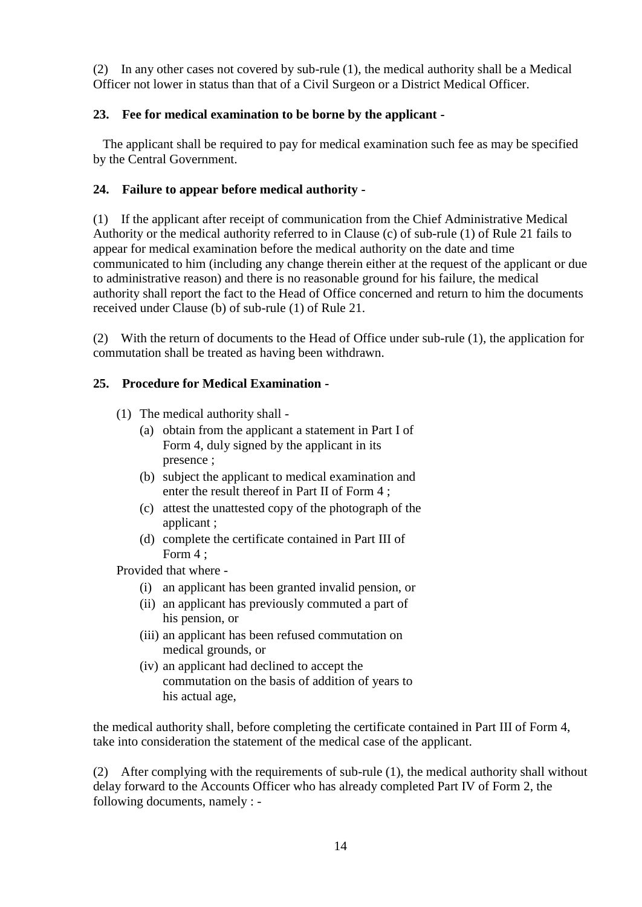(2) In any other cases not covered by sub-rule (1), the medical authority shall be a Medical Officer not lower in status than that of a Civil Surgeon or a District Medical Officer.

**23. Fee for medical examination to be borne by the applicant -**

The applicant shall be required to pay for medical examination such fee as may be specified by the Central Government.

**24. Failure to appear before medical authority -**

(1) If the applicant after receipt of communication from the Chief Administrative Medical Authority or the medical authority referred to in Clause (c) of sub-rule (1) of Rule 21 fails to appear for medical examination before the medical authority on the date and time communicated to him (including any change therein either at the request of the applicant or due to administrative reason) and there is no reasonable ground for his failure, the medical authority shall report the fact to the Head of Office concerned and return to him the documents received under Clause (b) of sub-rule (1) of Rule 21.

(2) With the return of documents to the Head of Office under sub-rule (1), the application for commutation shall be treated as having been withdrawn.

**25. Procedure for Medical Examination -**

(1) The medical authority shall -

- (a) obtain from the applicant a statement in Part I of Form 4, duly signed by the applicant in its presence ;
- (b) subject the applicant to medical examination and enter the result thereof in Part II of Form 4 ;
- (c) attest the unattested copy of the photograph of the applicant ;
- (d) complete the certificate contained in Part III of Form 4 ;

Provided that where -

- (i) an applicant has been granted invalid pension, or
- (ii) an applicant has previously commuted a part of his pension, or
- (iii) an applicant has been refused commutation on medical grounds, or
- (iv) an applicant had declined to accept the commutation on the basis of addition of years to his actual age,

the medical authority shall, before completing the certificate contained in Part III of Form 4, take into consideration the statement of the medical case of the applicant.

(2) After complying with the requirements of sub-rule (1), the medical authority shall without delay forward to the Accounts Officer who has already completed Part IV of Form 2, the following documents, namely : -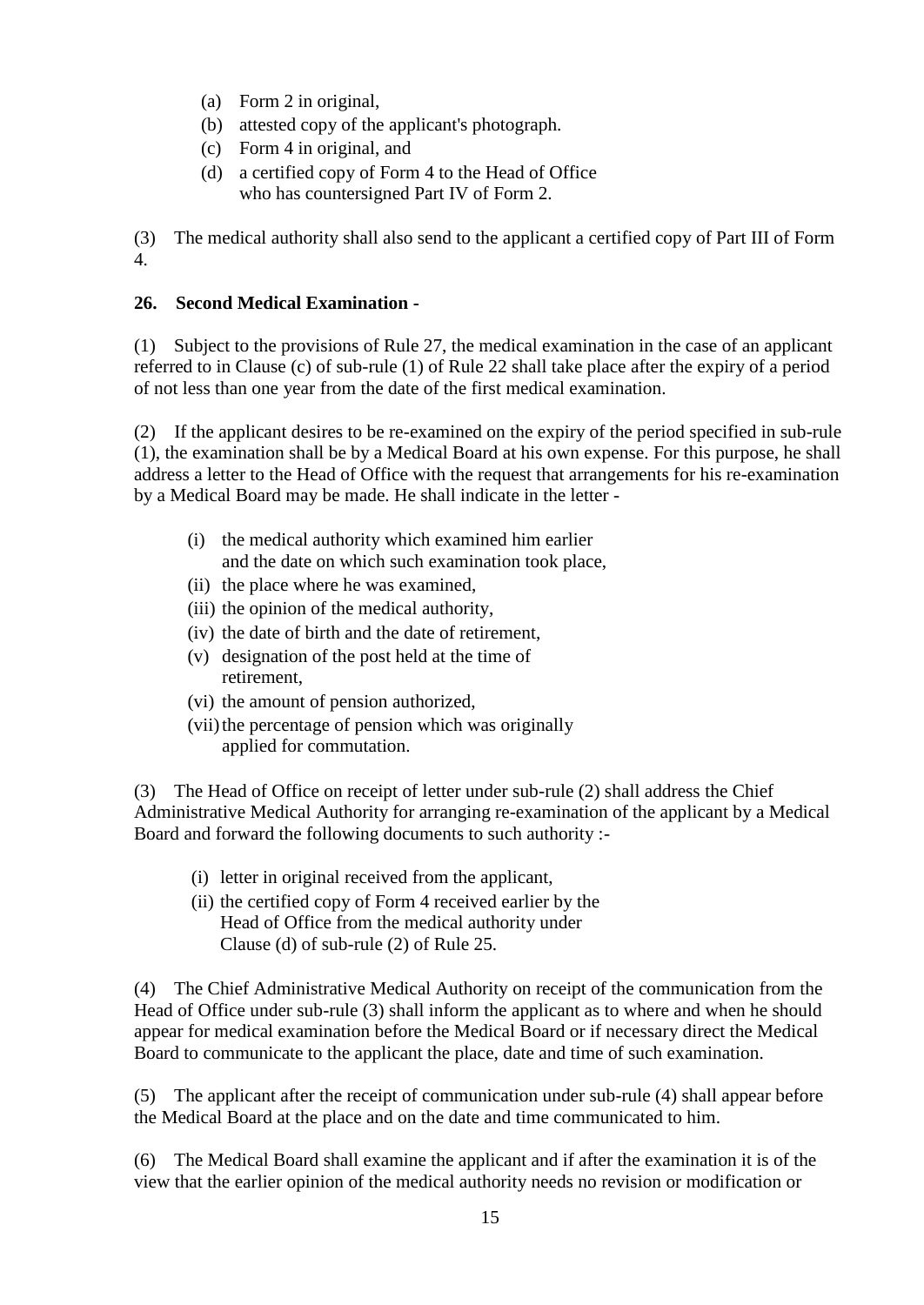(a) Form 2 in original,
(b) attested copy of the applicant's photograph.
(c) Form 4 in original, and
(d) a certified copy of Form 4 to the Head of Office who has countersigned Part IV of Form 2.

(3) The medical authority shall also send to the applicant a certified copy of Part III of Form 4.

**26. Second Medical Examination -**

(1) Subject to the provisions of Rule 27, the medical examination in the case of an applicant referred to in Clause (c) of sub-rule (1) of Rule 22 shall take place after the expiry of a period of not less than one year from the date of the first medical examination.

(2) If the applicant desires to be re-examined on the expiry of the period specified in sub-rule (1), the examination shall be by a Medical Board at his own expense. For this purpose, he shall address a letter to the Head of Office with the request that arrangements for his re-examination by a Medical Board may be made. He shall indicate in the letter -

(i) the medical authority which examined him earlier and the date on which such examination took place,
(ii) the place where he was examined,
(iii) the opinion of the medical authority,
(iv) the date of birth and the date of retirement,
(v) designation of the post held at the time of retirement,
(vi) the amount of pension authorized,
(vii) the percentage of pension which was originally applied for commutation.

(3) The Head of Office on receipt of letter under sub-rule (2) shall address the Chief Administrative Medical Authority for arranging re-examination of the applicant by a Medical Board and forward the following documents to such authority :-

(i) letter in original received from the applicant,
(ii) the certified copy of Form 4 received earlier by the Head of Office from the medical authority under Clause (d) of sub-rule (2) of Rule 25.

(4) The Chief Administrative Medical Authority on receipt of the communication from the Head of Office under sub-rule (3) shall inform the applicant as to where and when he should appear for medical examination before the Medical Board or if necessary direct the Medical Board to communicate to the applicant the place, date and time of such examination.

(5) The applicant after the receipt of communication under sub-rule (4) shall appear before the Medical Board at the place and on the date and time communicated to him.

(6) The Medical Board shall examine the applicant and if after the examination it is of the view that the earlier opinion of the medical authority needs no revision or modification or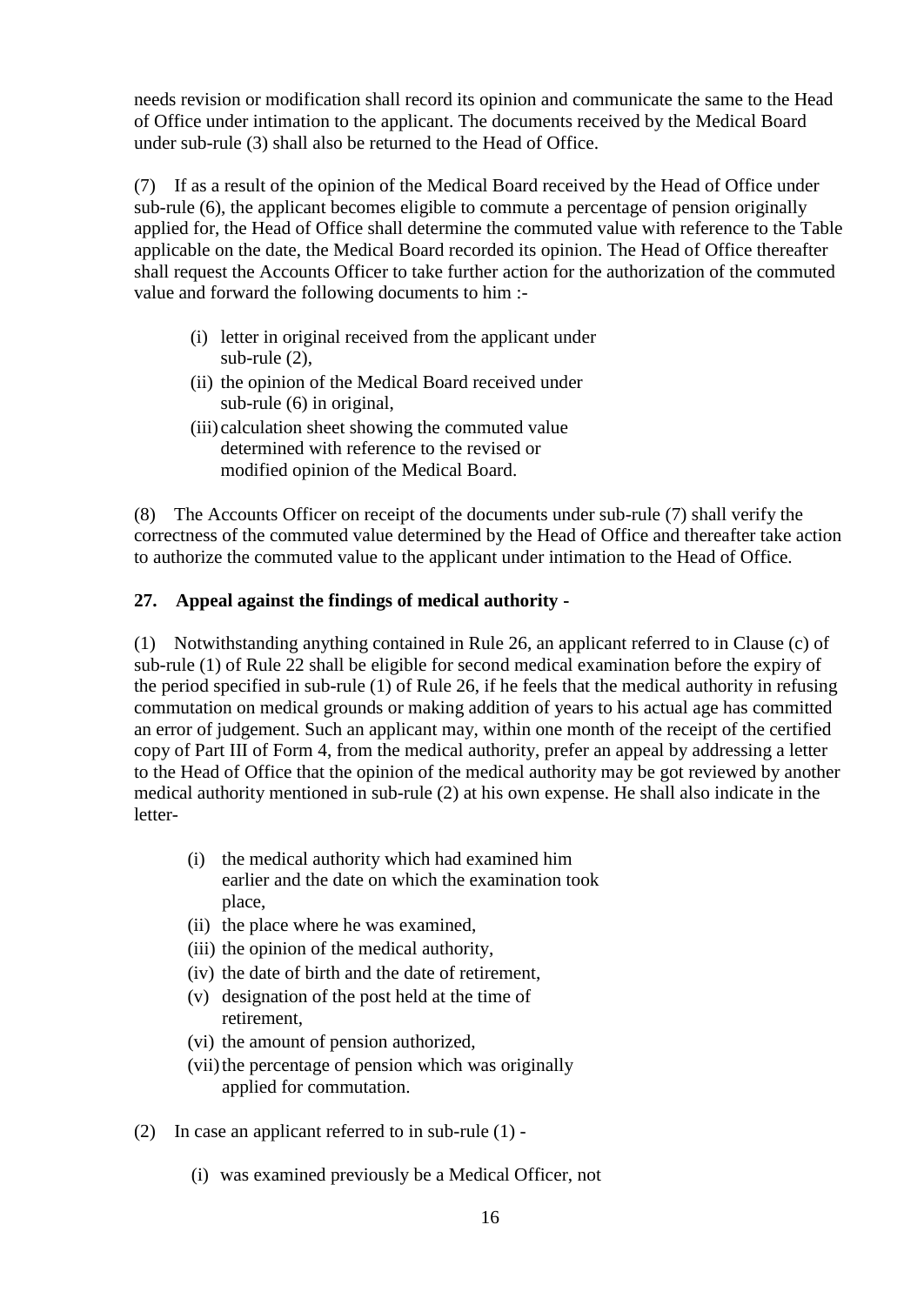needs revision or modification shall record its opinion and communicate the same to the Head of Office under intimation to the applicant. The documents received by the Medical Board under sub-rule (3) shall also be returned to the Head of Office.

(7) If as a result of the opinion of the Medical Board received by the Head of Office under sub-rule (6), the applicant becomes eligible to commute a percentage of pension originally applied for, the Head of Office shall determine the commuted value with reference to the Table applicable on the date, the Medical Board recorded its opinion. The Head of Office thereafter shall request the Accounts Officer to take further action for the authorization of the commuted value and forward the following documents to him :-

- (i) letter in original received from the applicant under sub-rule (2),
- (ii) the opinion of the Medical Board received under sub-rule (6) in original,
- (iii) calculation sheet showing the commuted value determined with reference to the revised or modified opinion of the Medical Board.

(8) The Accounts Officer on receipt of the documents under sub-rule (7) shall verify the correctness of the commuted value determined by the Head of Office and thereafter take action to authorize the commuted value to the applicant under intimation to the Head of Office.

**27. Appeal against the findings of medical authority -**

(1) Notwithstanding anything contained in Rule 26, an applicant referred to in Clause (c) of sub-rule (1) of Rule 22 shall be eligible for second medical examination before the expiry of the period specified in sub-rule (1) of Rule 26, if he feels that the medical authority in refusing commutation on medical grounds or making addition of years to his actual age has committed an error of judgement. Such an applicant may, within one month of the receipt of the certified copy of Part III of Form 4, from the medical authority, prefer an appeal by addressing a letter to the Head of Office that the opinion of the medical authority may be got reviewed by another medical authority mentioned in sub-rule (2) at his own expense. He shall also indicate in the letter-

- (i) the medical authority which had examined him earlier and the date on which the examination took place,
- (ii) the place where he was examined,
- (iii) the opinion of the medical authority,
- (iv) the date of birth and the date of retirement,
- (v) designation of the post held at the time of retirement,
- (vi) the amount of pension authorized,
- (vii) the percentage of pension which was originally applied for commutation.

(2) In case an applicant referred to in sub-rule (1) -

- (i) was examined previously be a Medical Officer, not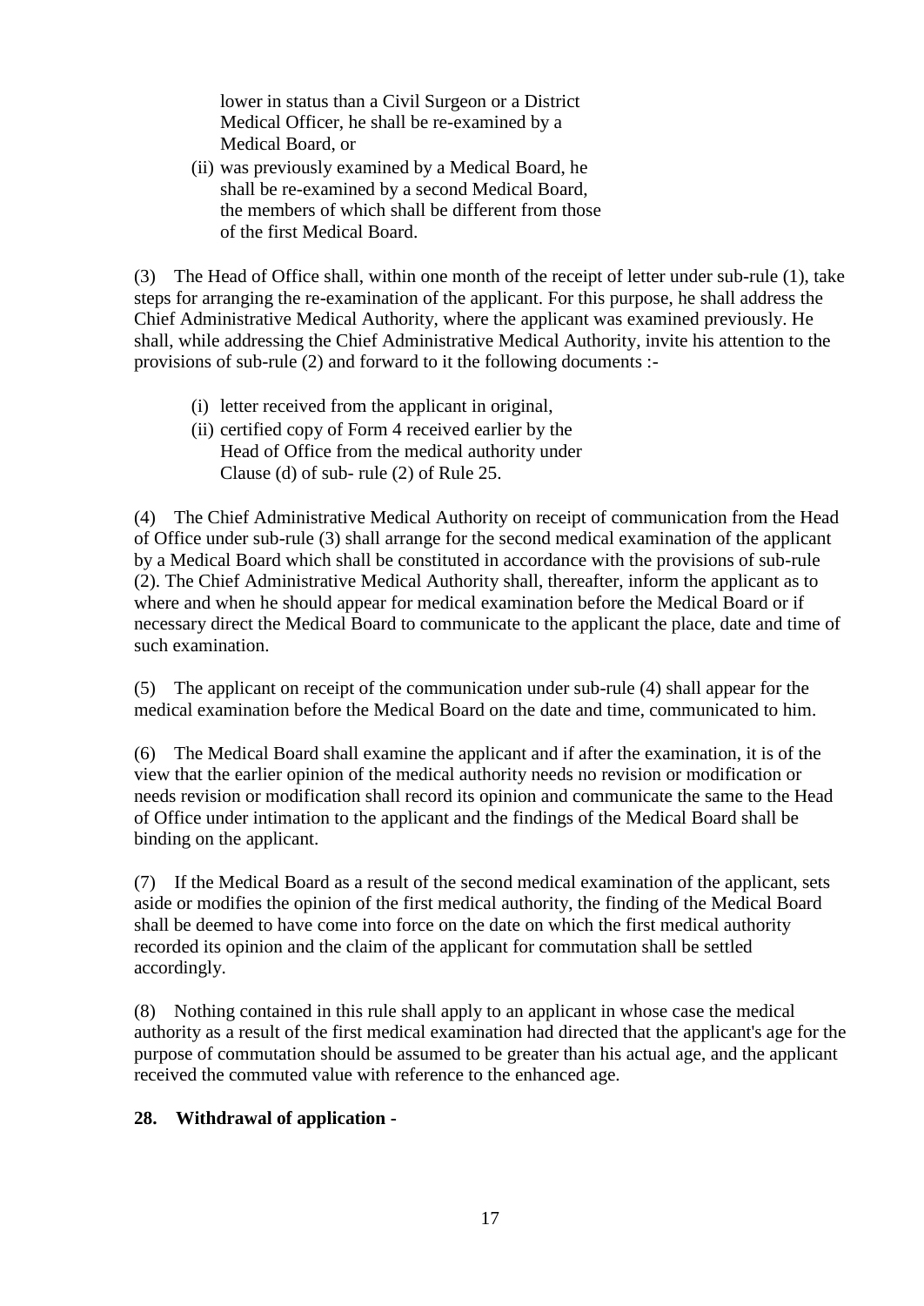lower in status than a Civil Surgeon or a District Medical Officer, he shall be re-examined by a Medical Board, or

(ii) was previously examined by a Medical Board, he shall be re-examined by a second Medical Board, the members of which shall be different from those of the first Medical Board.

(3) The Head of Office shall, within one month of the receipt of letter under sub-rule (1), take steps for arranging the re-examination of the applicant. For this purpose, he shall address the Chief Administrative Medical Authority, where the applicant was examined previously. He shall, while addressing the Chief Administrative Medical Authority, invite his attention to the provisions of sub-rule (2) and forward to it the following documents :-

(i) letter received from the applicant in original,
(ii) certified copy of Form 4 received earlier by the Head of Office from the medical authority under Clause (d) of sub- rule (2) of Rule 25.

(4) The Chief Administrative Medical Authority on receipt of communication from the Head of Office under sub-rule (3) shall arrange for the second medical examination of the applicant by a Medical Board which shall be constituted in accordance with the provisions of sub-rule (2). The Chief Administrative Medical Authority shall, thereafter, inform the applicant as to where and when he should appear for medical examination before the Medical Board or if necessary direct the Medical Board to communicate to the applicant the place, date and time of such examination.

(5) The applicant on receipt of the communication under sub-rule (4) shall appear for the medical examination before the Medical Board on the date and time, communicated to him.

(6) The Medical Board shall examine the applicant and if after the examination, it is of the view that the earlier opinion of the medical authority needs no revision or modification or needs revision or modification shall record its opinion and communicate the same to the Head of Office under intimation to the applicant and the findings of the Medical Board shall be binding on the applicant.

(7) If the Medical Board as a result of the second medical examination of the applicant, sets aside or modifies the opinion of the first medical authority, the finding of the Medical Board shall be deemed to have come into force on the date on which the first medical authority recorded its opinion and the claim of the applicant for commutation shall be settled accordingly.

(8) Nothing contained in this rule shall apply to an applicant in whose case the medical authority as a result of the first medical examination had directed that the applicant's age for the purpose of commutation should be assumed to be greater than his actual age, and the applicant received the commuted value with reference to the enhanced age.

**28. Withdrawal of application -**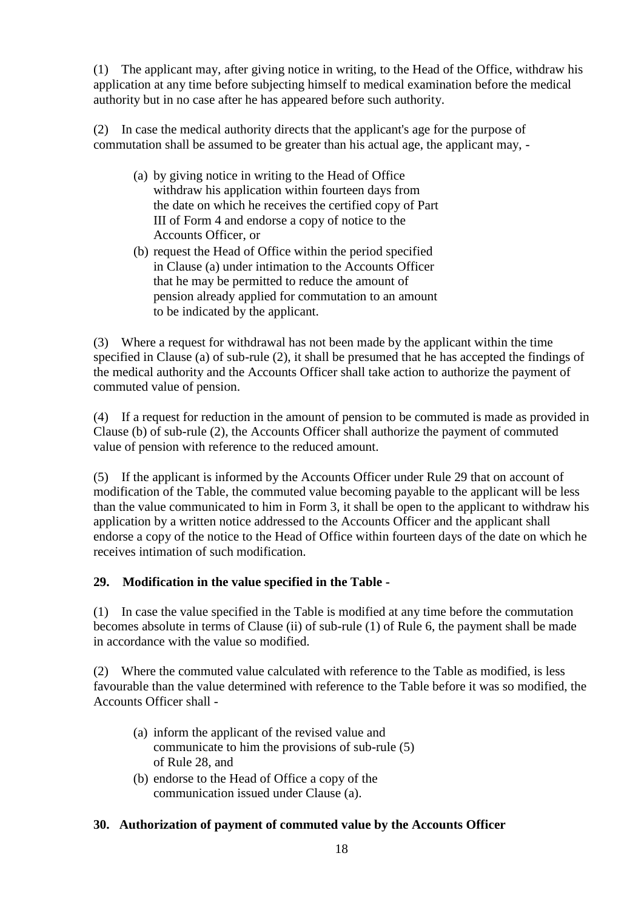(1) The applicant may, after giving notice in writing, to the Head of the Office, withdraw his application at any time before subjecting himself to medical examination before the medical authority but in no case after he has appeared before such authority.

(2) In case the medical authority directs that the applicant's age for the purpose of commutation shall be assumed to be greater than his actual age, the applicant may, -

(a) by giving notice in writing to the Head of Office withdraw his application within fourteen days from the date on which he receives the certified copy of Part III of Form 4 and endorse a copy of notice to the Accounts Officer, or

(b) request the Head of Office within the period specified in Clause (a) under intimation to the Accounts Officer that he may be permitted to reduce the amount of pension already applied for commutation to an amount to be indicated by the applicant.

(3) Where a request for withdrawal has not been made by the applicant within the time specified in Clause (a) of sub-rule (2), it shall be presumed that he has accepted the findings of the medical authority and the Accounts Officer shall take action to authorize the payment of commuted value of pension.

(4) If a request for reduction in the amount of pension to be commuted is made as provided in Clause (b) of sub-rule (2), the Accounts Officer shall authorize the payment of commuted value of pension with reference to the reduced amount.

(5) If the applicant is informed by the Accounts Officer under Rule 29 that on account of modification of the Table, the commuted value becoming payable to the applicant will be less than the value communicated to him in Form 3, it shall be open to the applicant to withdraw his application by a written notice addressed to the Accounts Officer and the applicant shall endorse a copy of the notice to the Head of Office within fourteen days of the date on which he receives intimation of such modification.

**29. Modification in the value specified in the Table -**

(1) In case the value specified in the Table is modified at any time before the commutation becomes absolute in terms of Clause (ii) of sub-rule (1) of Rule 6, the payment shall be made in accordance with the value so modified.

(2) Where the commuted value calculated with reference to the Table as modified, is less favourable than the value determined with reference to the Table before it was so modified, the Accounts Officer shall -

(a) inform the applicant of the revised value and communicate to him the provisions of sub-rule (5) of Rule 28, and

(b) endorse to the Head of Office a copy of the communication issued under Clause (a).

**30. Authorization of payment of commuted value by the Accounts Officer**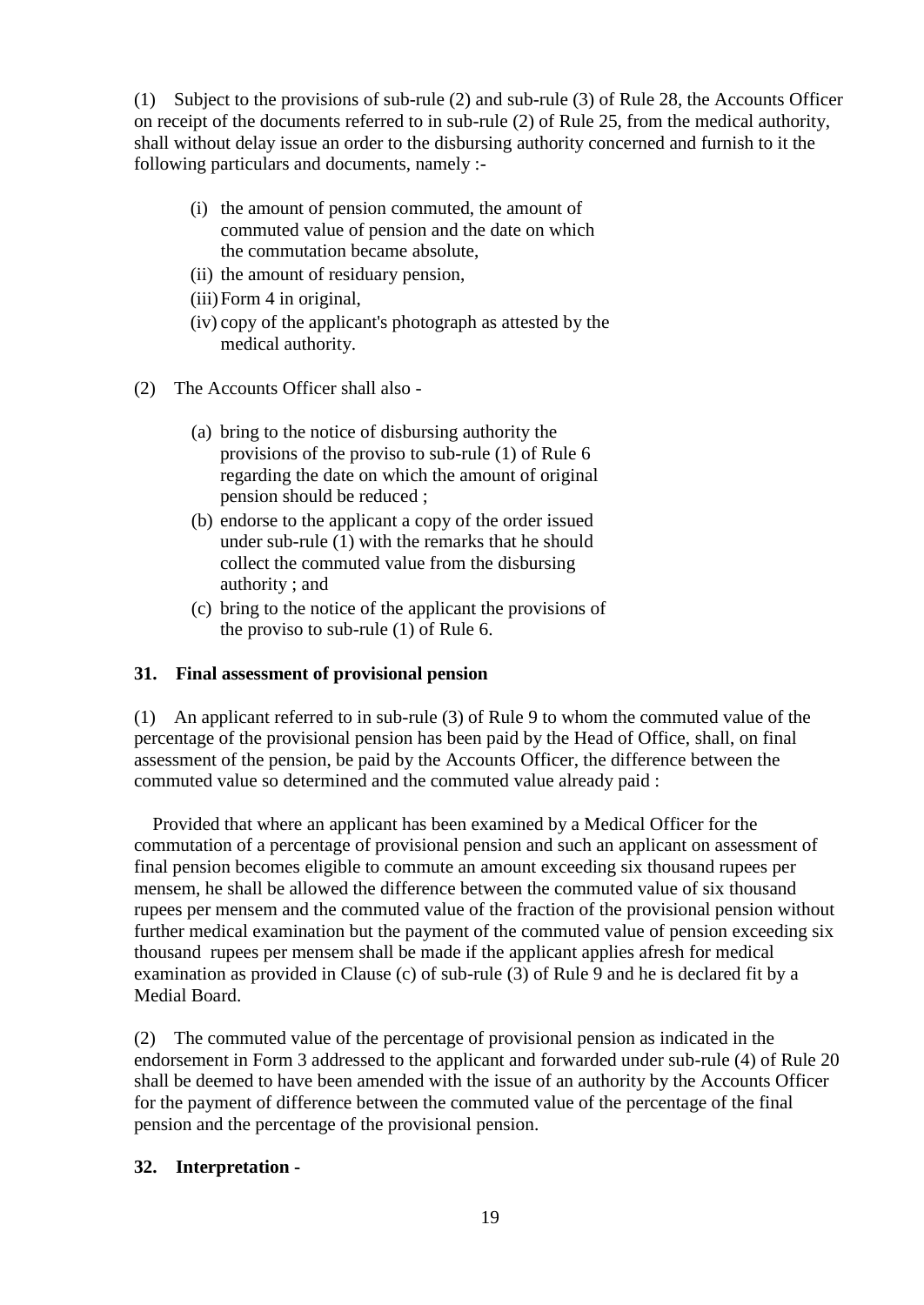(1) Subject to the provisions of sub-rule (2) and sub-rule (3) of Rule 28, the Accounts Officer on receipt of the documents referred to in sub-rule (2) of Rule 25, from the medical authority, shall without delay issue an order to the disbursing authority concerned and furnish to it the following particulars and documents, namely :-

- (i) the amount of pension commuted, the amount of commuted value of pension and the date on which the commutation became absolute,
- (ii) the amount of residuary pension,
- (iii) Form 4 in original,
- (iv) copy of the applicant's photograph as attested by the medical authority.

(2) The Accounts Officer shall also -

- (a) bring to the notice of disbursing authority the provisions of the proviso to sub-rule (1) of Rule 6 regarding the date on which the amount of original pension should be reduced ;
- (b) endorse to the applicant a copy of the order issued under sub-rule (1) with the remarks that he should collect the commuted value from the disbursing authority ; and
- (c) bring to the notice of the applicant the provisions of the proviso to sub-rule (1) of Rule 6.

### 31. Final assessment of provisional pension

(1) An applicant referred to in sub-rule (3) of Rule 9 to whom the commuted value of the percentage of the provisional pension has been paid by the Head of Office, shall, on final assessment of the pension, be paid by the Accounts Officer, the difference between the commuted value so determined and the commuted value already paid :

Provided that where an applicant has been examined by a Medical Officer for the commutation of a percentage of provisional pension and such an applicant on assessment of final pension becomes eligible to commute an amount exceeding six thousand rupees per mensem, he shall be allowed the difference between the commuted value of six thousand rupees per mensem and the commuted value of the fraction of the provisional pension without further medical examination but the payment of the commuted value of pension exceeding six thousand rupees per mensem shall be made if the applicant applies afresh for medical examination as provided in Clause (c) of sub-rule (3) of Rule 9 and he is declared fit by a Medial Board.

(2) The commuted value of the percentage of provisional pension as indicated in the endorsement in Form 3 addressed to the applicant and forwarded under sub-rule (4) of Rule 20 shall be deemed to have been amended with the issue of an authority by the Accounts Officer for the payment of difference between the commuted value of the percentage of the final pension and the percentage of the provisional pension.

### 32. Interpretation -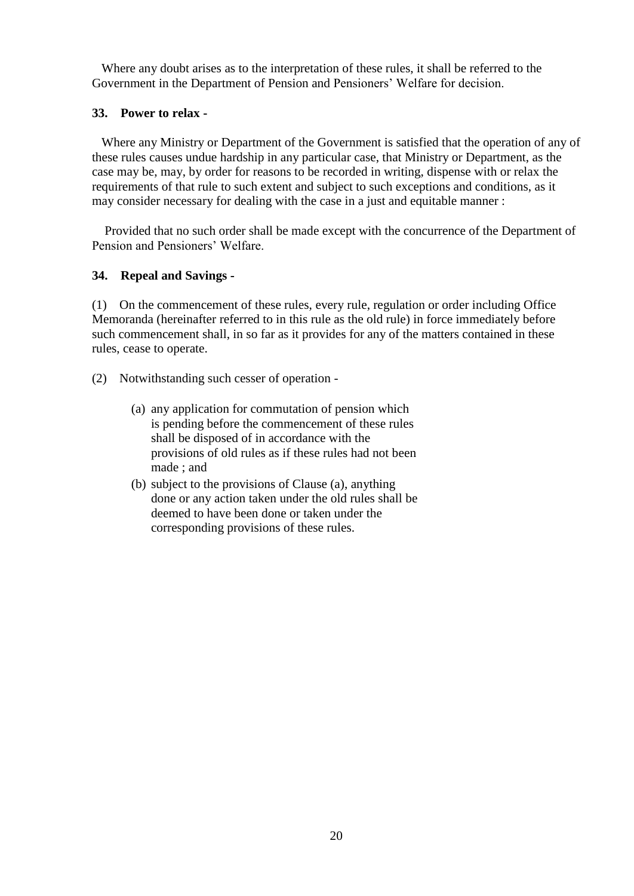Where any doubt arises as to the interpretation of these rules, it shall be referred to the Government in the Department of Pension and Pensioners' Welfare for decision.

**33. Power to relax -**

Where any Ministry or Department of the Government is satisfied that the operation of any of these rules causes undue hardship in any particular case, that Ministry or Department, as the case may be, may, by order for reasons to be recorded in writing, dispense with or relax the requirements of that rule to such extent and subject to such exceptions and conditions, as it may consider necessary for dealing with the case in a just and equitable manner :

Provided that no such order shall be made except with the concurrence of the Department of Pension and Pensioners' Welfare.

**34. Repeal and Savings -**

(1) On the commencement of these rules, every rule, regulation or order including Office Memoranda (hereinafter referred to in this rule as the old rule) in force immediately before such commencement shall, in so far as it provides for any of the matters contained in these rules, cease to operate.

(2) Notwithstanding such cesser of operation -

(a) any application for commutation of pension which is pending before the commencement of these rules shall be disposed of in accordance with the provisions of old rules as if these rules had not been made ; and

(b) subject to the provisions of Clause (a), anything done or any action taken under the old rules shall be deemed to have been done or taken under the corresponding provisions of these rules.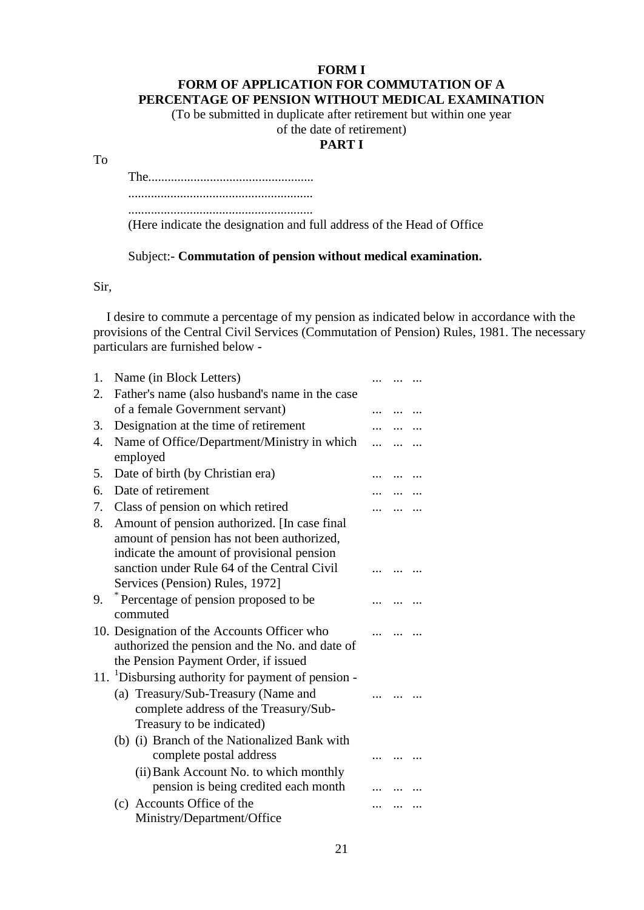**FORM I**

**FORM OF APPLICATION FOR COMMUTATION OF A PERCENTAGE OF PENSION WITHOUT MEDICAL EXAMINATION**

(To be submitted in duplicate after retirement but within one year of the date of retirement)

**PART I**

To

The...................................................

.........................................................

.........................................................

(Here indicate the designation and full address of the Head of Office

Subject:- **Commutation of pension without medical examination.**

Sir,

I desire to commute a percentage of my pension as indicated below in accordance with the provisions of the Central Civil Services (Commutation of Pension) Rules, 1981. The necessary particulars are furnished below -

1. Name (in Block Letters) ... ... ...
2. Father's name (also husband's name in the case of a female Government servant) ... ... ...
3. Designation at the time of retirement ... ... ...
4. Name of Office/Department/Ministry in which employed ... ... ...
5. Date of birth (by Christian era) ... ... ...
6. Date of retirement ... ... ...
7. Class of pension on which retired ... ... ...
8. Amount of pension authorized. [In case final amount of pension has not been authorized, indicate the amount of provisional pension sanction under Rule 64 of the Central Civil Services (Pension) Rules, 1972] ... ... ...
9. * Percentage of pension proposed to be commuted ... ... ...
10. Designation of the Accounts Officer who authorized the pension and the No. and date of the Pension Payment Order, if issued ... ... ...
11. [1]Disbursing authority for payment of pension -
    - (a) Treasury/Sub-Treasury (Name and complete address of the Treasury/Sub-Treasury to be indicated) ... ... ...
    - (b) (i) Branch of the Nationalized Bank with complete postal address ... ... ...
      - (ii) Bank Account No. to which monthly pension is being credited each month ... ... ...
    - (c) Accounts Office of the Ministry/Department/Office ... ... ...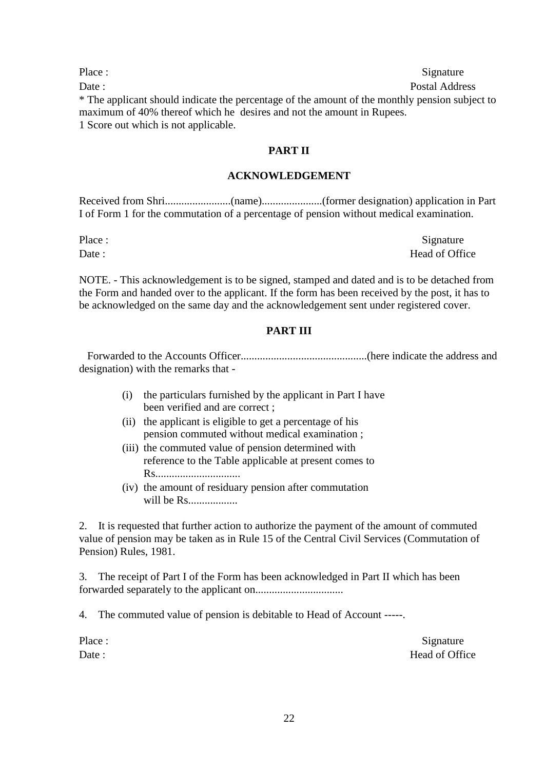Place : Signature

Date : Postal Address

* The applicant should indicate the percentage of the amount of the monthly pension subject to maximum of 40% thereof which he desires and not the amount in Rupees.

1 Score out which is not applicable.

## PART II

## ACKNOWLEDGEMENT

Received from Shri........................(name)......................(former designation) application in Part I of Form 1 for the commutation of a percentage of pension without medical examination.

Place : Signature

Date : Head of Office

NOTE. - This acknowledgement is to be signed, stamped and dated and is to be detached from the Form and handed over to the applicant. If the form has been received by the post, it has to be acknowledged on the same day and the acknowledgement sent under registered cover.

## PART III

Forwarded to the Accounts Officer..............................................(here indicate the address and designation) with the remarks that -

(i) the particulars furnished by the applicant in Part I have been verified and are correct ;

(ii) the applicant is eligible to get a percentage of his pension commuted without medical examination ;

(iii) the commuted value of pension determined with reference to the Table applicable at present comes to Rs...............................

(iv) the amount of residuary pension after commutation will be Rs..................

2. It is requested that further action to authorize the payment of the amount of commuted value of pension may be taken as in Rule 15 of the Central Civil Services (Commutation of Pension) Rules, 1981.

3. The receipt of Part I of the Form has been acknowledged in Part II which has been forwarded separately to the applicant on................................

4. The commuted value of pension is debitable to Head of Account -----.

Place : Signature

Date : Head of Office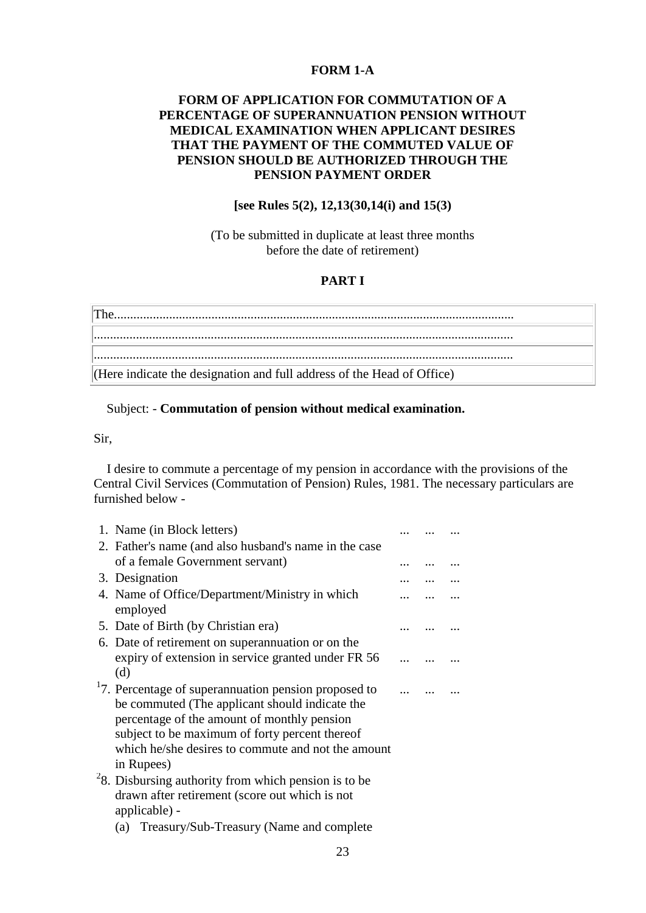**FORM 1-A**

**FORM OF APPLICATION FOR COMMUTATION OF A PERCENTAGE OF SUPERANNUATION PENSION WITHOUT MEDICAL EXAMINATION WHEN APPLICANT DESIRES THAT THE PAYMENT OF THE COMMUTED VALUE OF PENSION SHOULD BE AUTHORIZED THROUGH THE PENSION PAYMENT ORDER**

**[see Rules 5(2), 12,13(30,14(i) and 15(3)**

(To be submitted in duplicate at least three months before the date of retirement)

**PART I**

| The........................................................................................................................ |
|---|
| ................................................................................................................................ |
| ................................................................................................................................ |
| (Here indicate the designation and full address of the Head of Office) |

Subject: - **Commutation of pension without medical examination.**

Sir,

I desire to commute a percentage of my pension in accordance with the provisions of the Central Civil Services (Commutation of Pension) Rules, 1981. The necessary particulars are furnished below -

1. Name (in Block letters) ... ... ...
2. Father's name (and also husband's name in the case of a female Government servant) ... ... ...
3. Designation ... ... ...
4. Name of Office/Department/Ministry in which employed ... ... ...
5. Date of Birth (by Christian era) ... ... ...
6. Date of retirement on superannuation or on the expiry of extension in service granted under FR 56 (d) ... ... ...
7. [1] Percentage of superannuation pension proposed to be commuted (The applicant should indicate the percentage of the amount of monthly pension subject to be maximum of forty percent thereof which he/she desires to commute and not the amount in Rupees) ... ... ...
8. [2] Disbursing authority from which pension is to be drawn after retirement (score out which is not applicable) -
   (a) Treasury/Sub-Treasury (Name and complete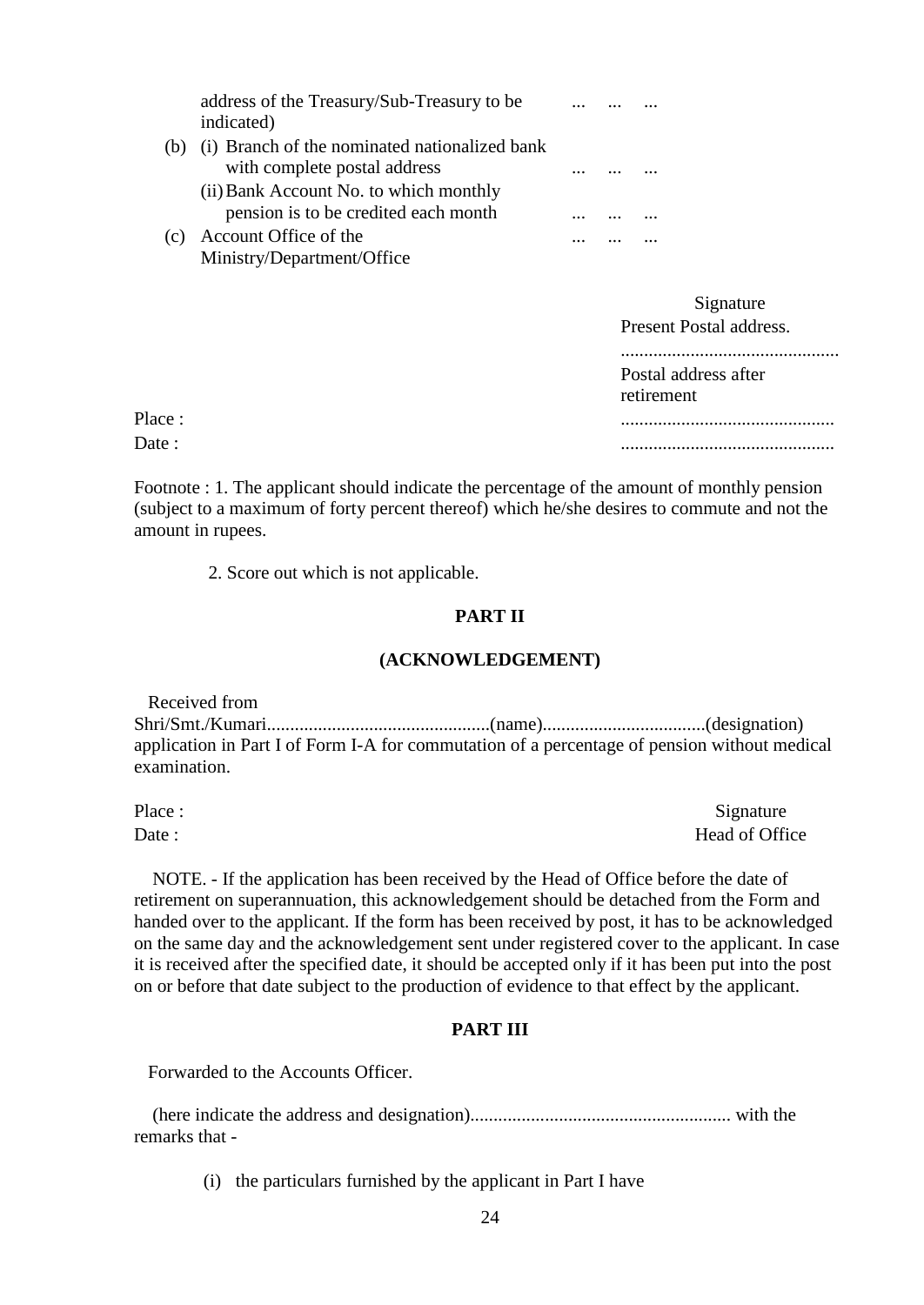address of the Treasury/Sub-Treasury to be indicated) ... ... ...

(b) (i) Branch of the nominated nationalized bank with complete postal address ... ... ...

(ii) Bank Account No. to which monthly pension is to be credited each month ... ... ...

(c) Account Office of the Ministry/Department/Office ... ... ...

Signature
Present Postal address.
...............................................
Postal address after retirement

Place : ..............................................

Date : ..............................................

Footnote : 1. The applicant should indicate the percentage of the amount of monthly pension (subject to a maximum of forty percent thereof) which he/she desires to commute and not the amount in rupees.

2. Score out which is not applicable.

## PART II

## (ACKNOWLEDGEMENT)

Received from Shri/Smt./Kumari................................................(name)..................................(designation) application in Part I of Form I-A for commutation of a percentage of pension without medical examination.

Place : Signature

Date : Head of Office

NOTE. - If the application has been received by the Head of Office before the date of retirement on superannuation, this acknowledgement should be detached from the Form and handed over to the applicant. If the form has been received by post, it has to be acknowledged on the same day and the acknowledgement sent under registered cover to the applicant. In case it is received after the specified date, it should be accepted only if it has been put into the post on or before that date subject to the production of evidence to that effect by the applicant.

## PART III

Forwarded to the Accounts Officer.

(here indicate the address and designation)........................................................ with the remarks that -

(i) the particulars furnished by the applicant in Part I have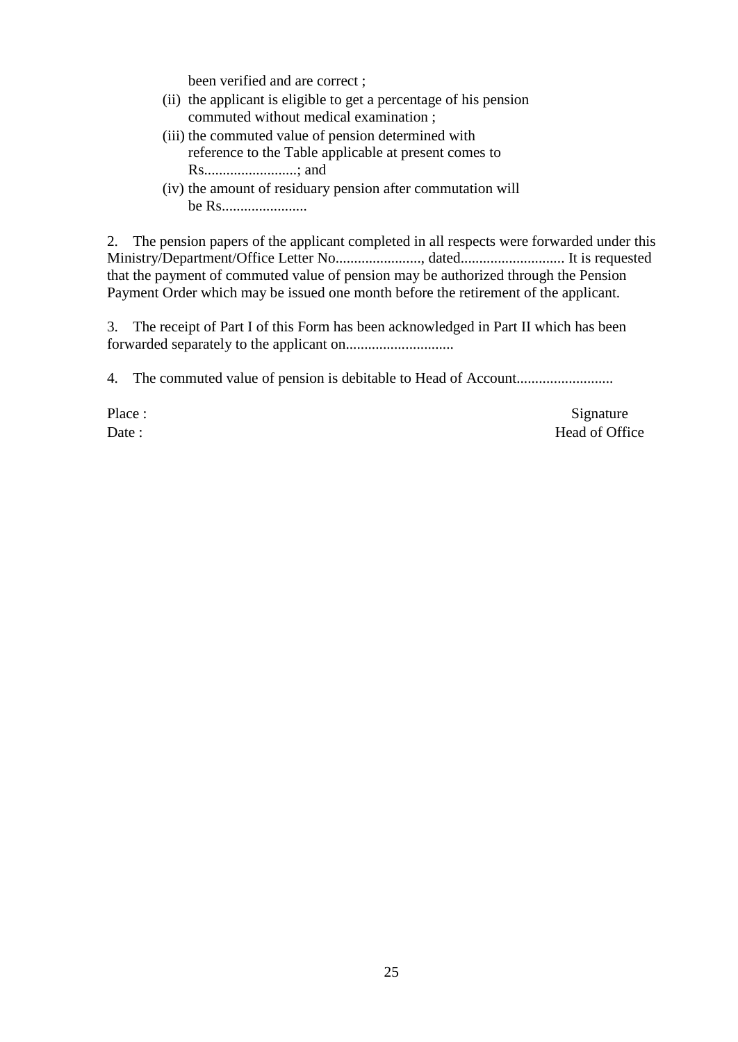been verified and are correct ;

(ii) the applicant is eligible to get a percentage of his pension commuted without medical examination ;

(iii) the commuted value of pension determined with reference to the Table applicable at present comes to Rs.........................; and

(iv) the amount of residuary pension after commutation will be Rs.......................

2. The pension papers of the applicant completed in all respects were forwarded under this Ministry/Department/Office Letter No......................., dated............................ It is requested that the payment of commuted value of pension may be authorized through the Pension Payment Order which may be issued one month before the retirement of the applicant.

3. The receipt of Part I of this Form has been acknowledged in Part II which has been forwarded separately to the applicant on.............................

4. The commuted value of pension is debitable to Head of Account..........................

Place : Signature

Date : Head of Office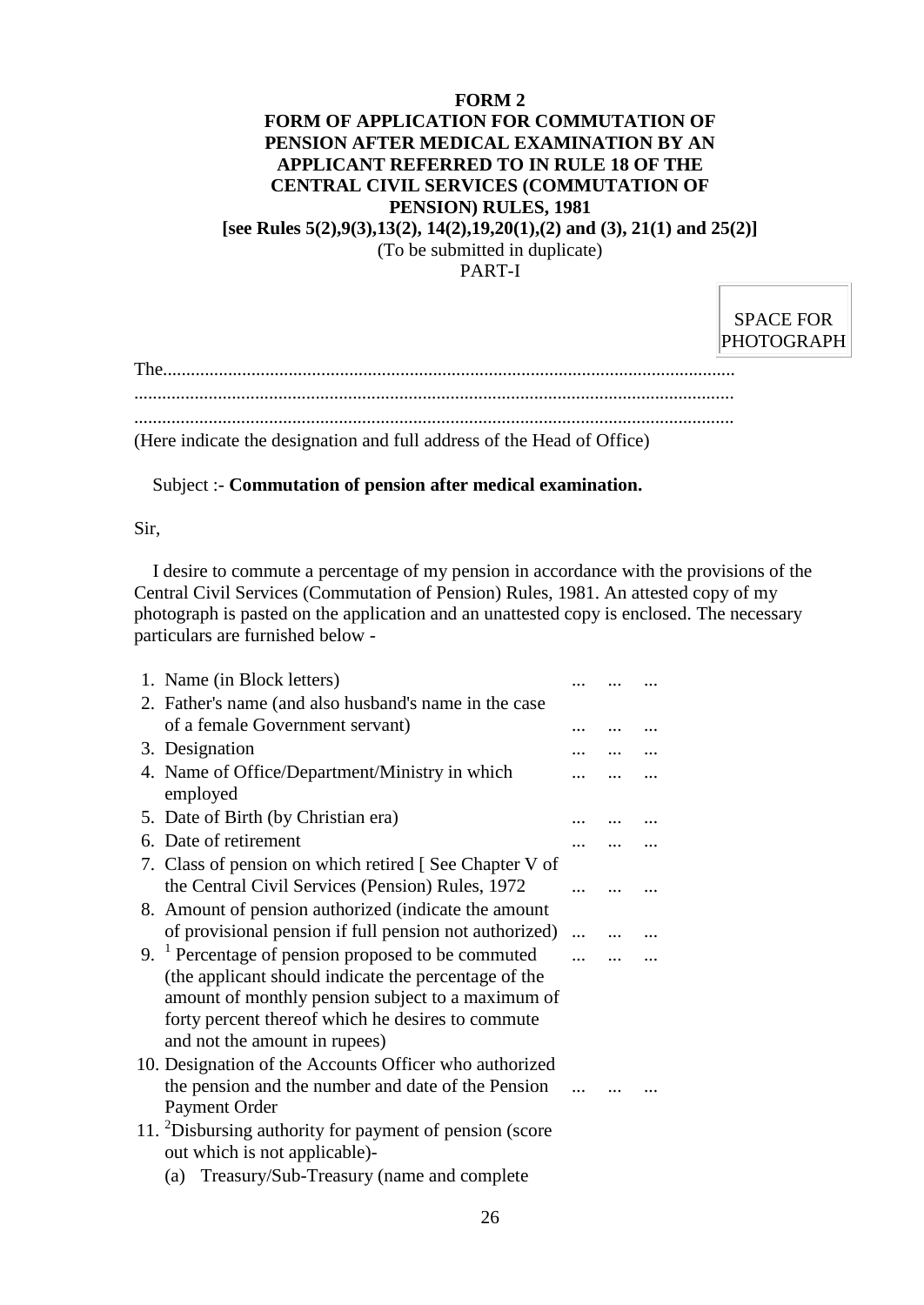**FORM 2**

**FORM OF APPLICATION FOR COMMUTATION OF PENSION AFTER MEDICAL EXAMINATION BY AN APPLICANT REFERRED TO IN RULE 18 OF THE CENTRAL CIVIL SERVICES (COMMUTATION OF PENSION) RULES, 1981**

**[see Rules 5(2),9(3),13(2), 14(2),19,20(1),(2) and (3), 21(1) and 25(2)]**

(To be submitted in duplicate)

PART-I

SPACE FOR PHOTOGRAPH

The...........................................................................................................................

...................................................................................................................................

...................................................................................................................................

(Here indicate the designation and full address of the Head of Office)

Subject :- **Commutation of pension after medical examination.**

Sir,

I desire to commute a percentage of my pension in accordance with the provisions of the Central Civil Services (Commutation of Pension) Rules, 1981. An attested copy of my photograph is pasted on the application and an unattested copy is enclosed. The necessary particulars are furnished below -

1. Name (in Block letters) ... ... ...
2. Father's name (and also husband's name in the case of a female Government servant) ... ... ...
3. Designation ... ... ...
4. Name of Office/Department/Ministry in which employed ... ... ...
5. Date of Birth (by Christian era) ... ... ...
6. Date of retirement ... ... ...
7. Class of pension on which retired [ See Chapter V of the Central Civil Services (Pension) Rules, 1972 ... ... ...
8. Amount of pension authorized (indicate the amount of provisional pension if full pension not authorized) ... ... ...
9. [1] Percentage of pension proposed to be commuted (the applicant should indicate the percentage of the amount of monthly pension subject to a maximum of forty percent thereof which he desires to commute and not the amount in rupees) ... ... ...
10. Designation of the Accounts Officer who authorized the pension and the number and date of the Pension Payment Order ... ... ...
11. [2]Disbursing authority for payment of pension (score out which is not applicable)-
    (a) Treasury/Sub-Treasury (name and complete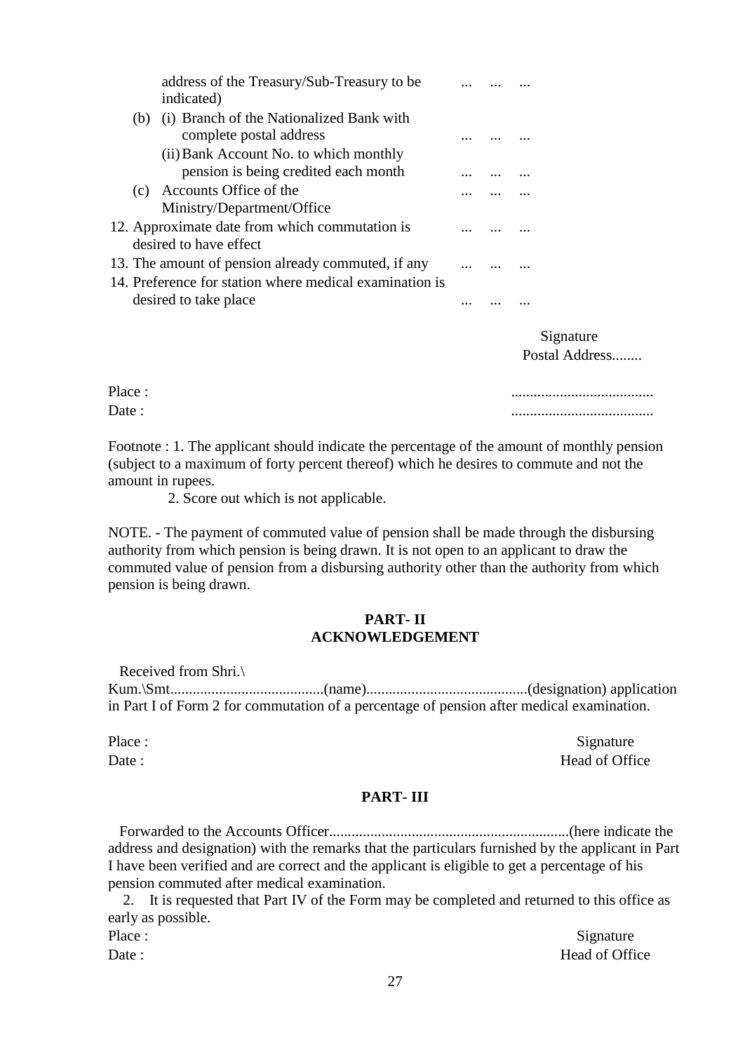address of the Treasury/Sub-Treasury to be indicated) ... ... ...

(b) (i) Branch of the Nationalized Bank with complete postal address ... ... ...

(ii) Bank Account No. to which monthly pension is being credited each month ... ... ...

(c) Accounts Office of the Ministry/Department/Office ... ... ...

12. Approximate date from which commutation is desired to have effect ... ... ...
13. The amount of pension already commuted, if any ... ... ...
14. Preference for station where medical examination is desired to take place ... ... ...

Signature
Postal Address........

Place : ......................................
Date : ......................................

Footnote : 1. The applicant should indicate the percentage of the amount of monthly pension (subject to a maximum of forty percent thereof) which he desires to commute and not the amount in rupees.

2. Score out which is not applicable.

NOTE. - The payment of commuted value of pension shall be made through the disbursing authority from which pension is being drawn. It is not open to an applicant to draw the commuted value of pension from a disbursing authority other than the authority from which pension is being drawn.

## PART- II
## ACKNOWLEDGEMENT

Received from Shri.\Kum.\Smt.........................................(name)...........................................(designation) application in Part I of Form 2 for commutation of a percentage of pension after medical examination.

Place : Signature
Date : Head of Office

## PART- III

Forwarded to the Accounts Officer................................................................(here indicate the address and designation) with the remarks that the particulars furnished by the applicant in Part I have been verified and are correct and the applicant is eligible to get a percentage of his pension commuted after medical examination.

2. It is requested that Part IV of the Form may be completed and returned to this office as early as possible.

Place : Signature
Date : Head of Office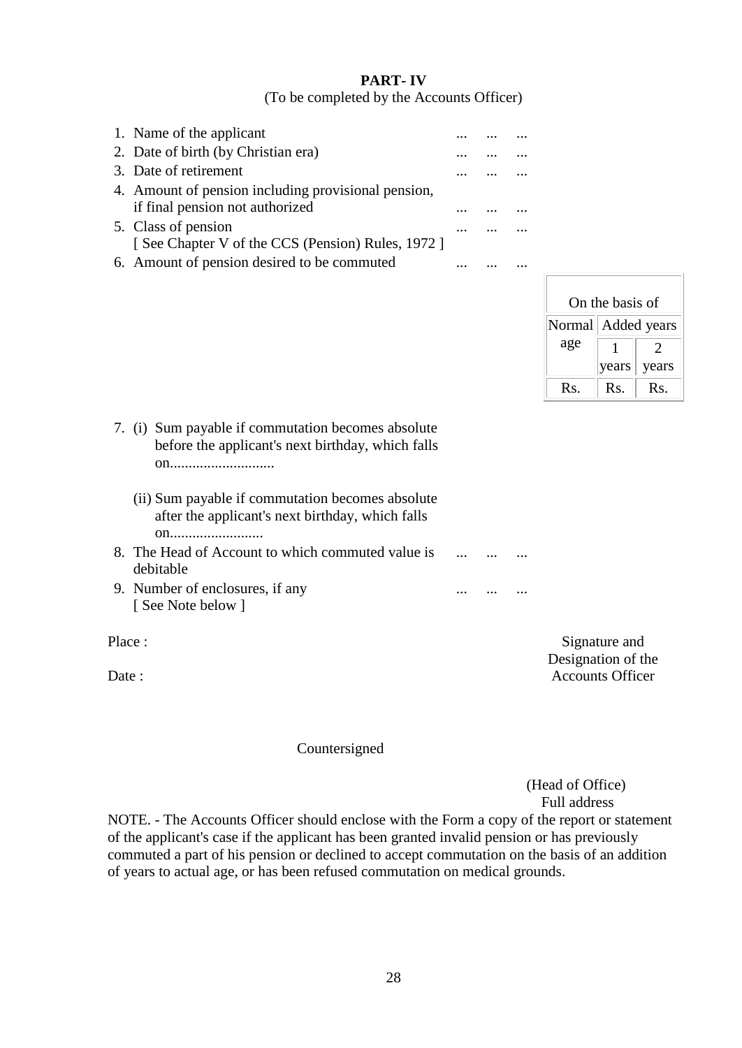**PART- IV**

(To be completed by the Accounts Officer)

1. Name of the applicant ... ... ...
2. Date of birth (by Christian era) ... ... ...
3. Date of retirement ... ... ...
4. Amount of pension including provisional pension, if final pension not authorized ... ... ...
5. Class of pension ... ... ...
   [ See Chapter V of the CCS (Pension) Rules, 1972 ]
6. Amount of pension desired to be commuted ... ... ...

| On the basis of | | |
|---|---|---|
| Normal age | Added years | |
| | 1 years | 2 years |
| Rs. | Rs. | Rs. |

7. (i) Sum payable if commutation becomes absolute before the applicant's next birthday, which falls on............................

   (ii) Sum payable if commutation becomes absolute after the applicant's next birthday, which falls on.........................
8. The Head of Account to which commuted value is debitable ... ... ...
9. Number of enclosures, if any ... ... ...
   [ See Note below ]

Place :

Date :

Signature and Designation of the Accounts Officer

Countersigned

(Head of Office)
Full address

NOTE. - The Accounts Officer should enclose with the Form a copy of the report or statement of the applicant's case if the applicant has been granted invalid pension or has previously commuted a part of his pension or declined to accept commutation on the basis of an addition of years to actual age, or has been refused commutation on medical grounds.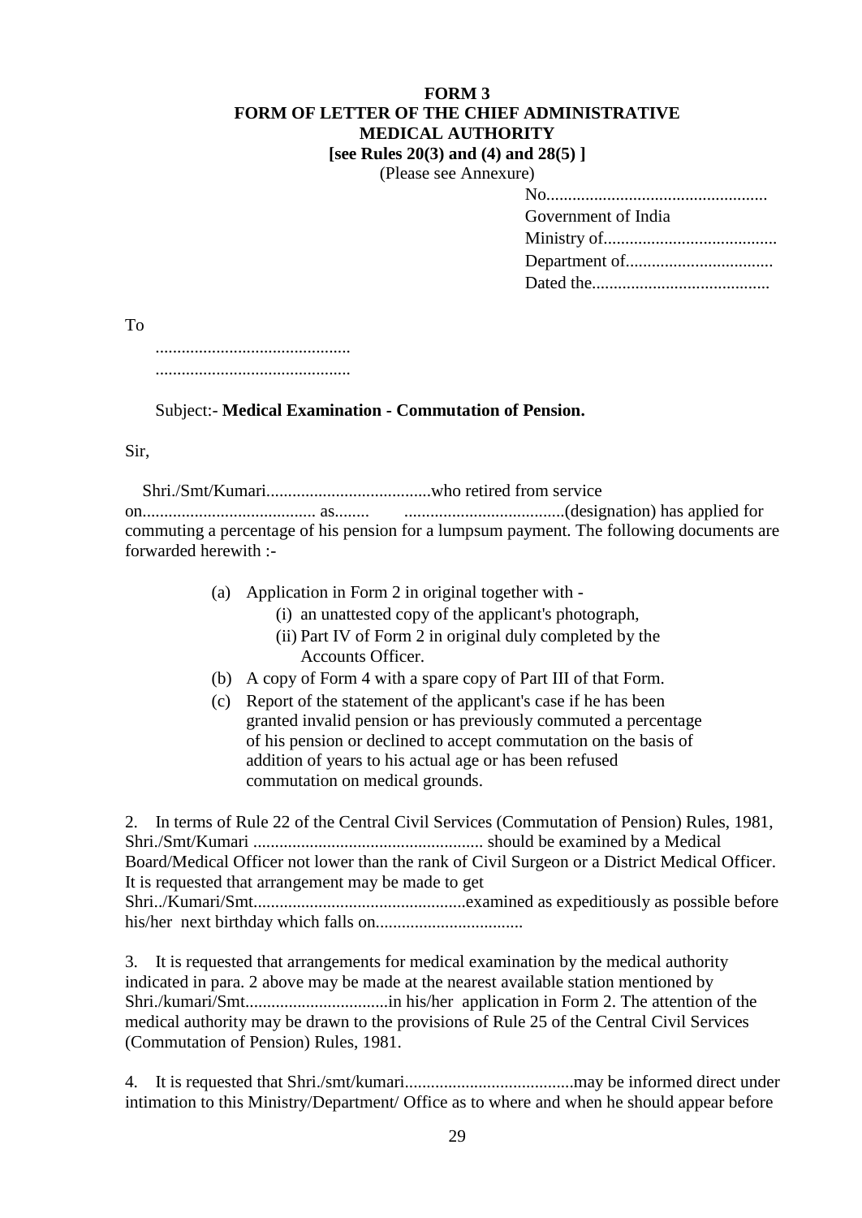**FORM 3**
**FORM OF LETTER OF THE CHIEF ADMINISTRATIVE MEDICAL AUTHORITY**
**[see Rules 20(3) and (4) and 28(5) ]**
(Please see Annexure)

No..................................................
Government of India
Ministry of.......................................
Department of.................................
Dated the........................................

To

............................................
............................................

Subject:- **Medical Examination - Commutation of Pension.**

Sir,

Shri./Smt/Kumari.....................................who retired from service on....................................... as........ ....................................(designation) has applied for commuting a percentage of his pension for a lumpsum payment. The following documents are forwarded herewith :-

(a) Application in Form 2 in original together with -
  (i) an unattested copy of the applicant's photograph,
  (ii) Part IV of Form 2 in original duly completed by the Accounts Officer.
(b) A copy of Form 4 with a spare copy of Part III of that Form.
(c) Report of the statement of the applicant's case if he has been granted invalid pension or has previously commuted a percentage of his pension or declined to accept commutation on the basis of addition of years to his actual age or has been refused commutation on medical grounds.

2. In terms of Rule 22 of the Central Civil Services (Commutation of Pension) Rules, 1981, Shri./Smt/Kumari .................................................... should be examined by a Medical Board/Medical Officer not lower than the rank of Civil Surgeon or a District Medical Officer. It is requested that arrangement may be made to get Shri../Kumari/Smt................................................examined as expeditiously as possible before his/her next birthday which falls on.................................

3. It is requested that arrangements for medical examination by the medical authority indicated in para. 2 above may be made at the nearest available station mentioned by Shri./kumari/Smt................................in his/her application in Form 2. The attention of the medical authority may be drawn to the provisions of Rule 25 of the Central Civil Services (Commutation of Pension) Rules, 1981.

4. It is requested that Shri./smt/kumari......................................may be informed direct under intimation to this Ministry/Department/ Office as to where and when he should appear before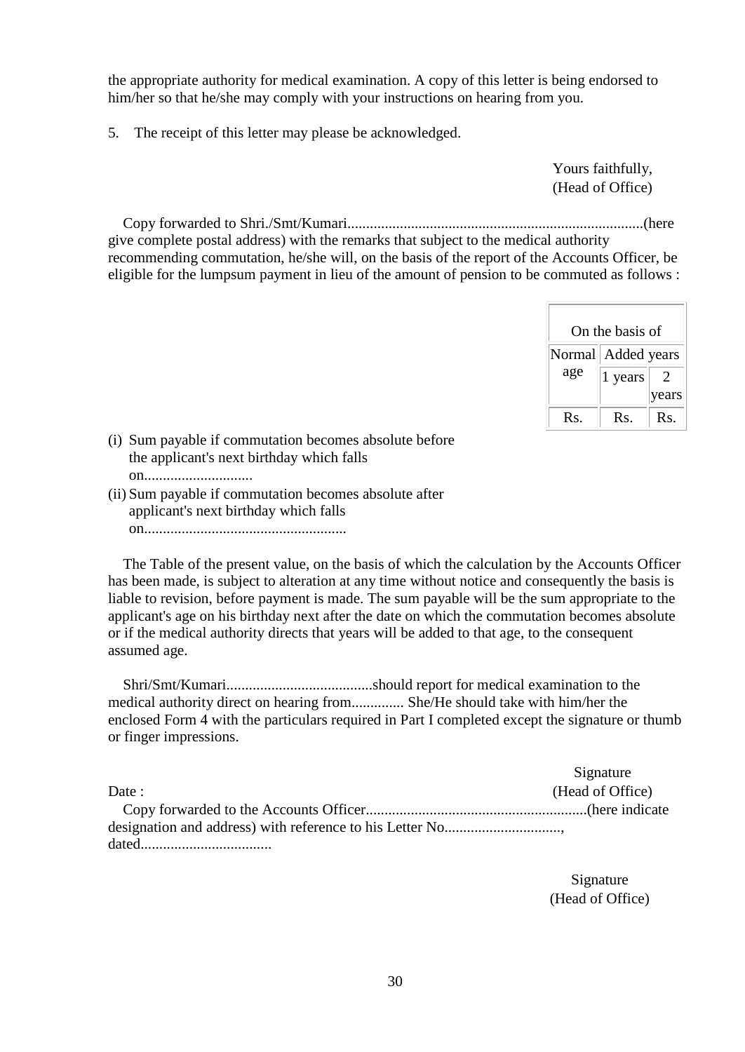the appropriate authority for medical examination. A copy of this letter is being endorsed to him/her so that he/she may comply with your instructions on hearing from you.

5. The receipt of this letter may please be acknowledged.

Yours faithfully,
(Head of Office)

Copy forwarded to Shri./Smt/Kumari..............................................................................(here give complete postal address) with the remarks that subject to the medical authority recommending commutation, he/she will, on the basis of the report of the Accounts Officer, be eligible for the lumpsum payment in lieu of the amount of pension to be commuted as follows :

| | On the basis of | | |
|---|---|---|---|
| | Normal age | Added years | |
| | | 1 years | 2 years |
| | Rs. | Rs. | Rs. |
| (i) Sum payable if commutation becomes absolute before the applicant's next birthday which falls on............................ | | | |
| (ii) Sum payable if commutation becomes absolute after applicant's next birthday which falls on..................................................... | | | |

The Table of the present value, on the basis of which the calculation by the Accounts Officer has been made, is subject to alteration at any time without notice and consequently the basis is liable to revision, before payment is made. The sum payable will be the sum appropriate to the applicant's age on his birthday next after the date on which the commutation becomes absolute or if the medical authority directs that years will be added to that age, to the consequent assumed age.

Shri/Smt/Kumari.......................................should report for medical examination to the medical authority direct on hearing from.............. She/He should take with him/her the enclosed Form 4 with the particulars required in Part I completed except the signature or thumb or finger impressions.

Signature
(Head of Office)

Date :

Copy forwarded to the Accounts Officer..........................................................(here indicate designation and address) with reference to his Letter No..............................., dated..................................

Signature
(Head of Office)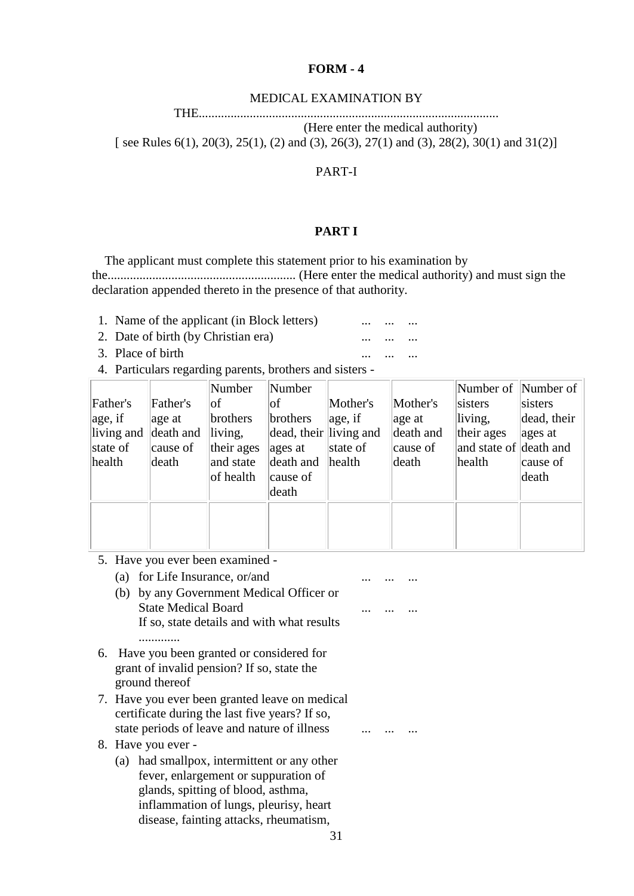**FORM - 4**

MEDICAL EXAMINATION BY THE.............................................................................................
(Here enter the medical authority)
[ see Rules 6(1), 20(3), 25(1), (2) and (3), 26(3), 27(1) and (3), 28(2), 30(1) and 31(2)]

PART-I

**PART I**

The applicant must complete this statement prior to his examination by the........................................................... (Here enter the medical authority) and must sign the declaration appended thereto in the presence of that authority.

1. Name of the applicant (in Block letters) ... ... ...
2. Date of birth (by Christian era) ... ... ...
3. Place of birth ... ... ...
4. Particulars regarding parents, brothers and sisters -

| Father's age, if living and state of health | Father's age at death and cause of death | Number of brothers living, their ages and state of health | Number of brothers dead, their ages at death and cause of death | Mother's age, if living and state of health | Mother's age at death and cause of death | Number of sisters living, their ages and state of health | Number of sisters dead, their ages at death and cause of death |
|---|---|---|---|---|---|---|---|
| | | | | | | | |

5. Have you ever been examined -
   (a) for Life Insurance, or/and ... ... ...
   (b) by any Government Medical Officer or State Medical Board ... ... ...
   If so, state details and with what results .............
6. Have you been granted or considered for grant of invalid pension? If so, state the ground thereof
7. Have you ever been granted leave on medical certificate during the last five years? If so, state periods of leave and nature of illness ... ... ...
8. Have you ever -
   (a) had smallpox, intermittent or any other fever, enlargement or suppuration of glands, spitting of blood, asthma, inflammation of lungs, pleurisy, heart disease, fainting attacks, rheumatism,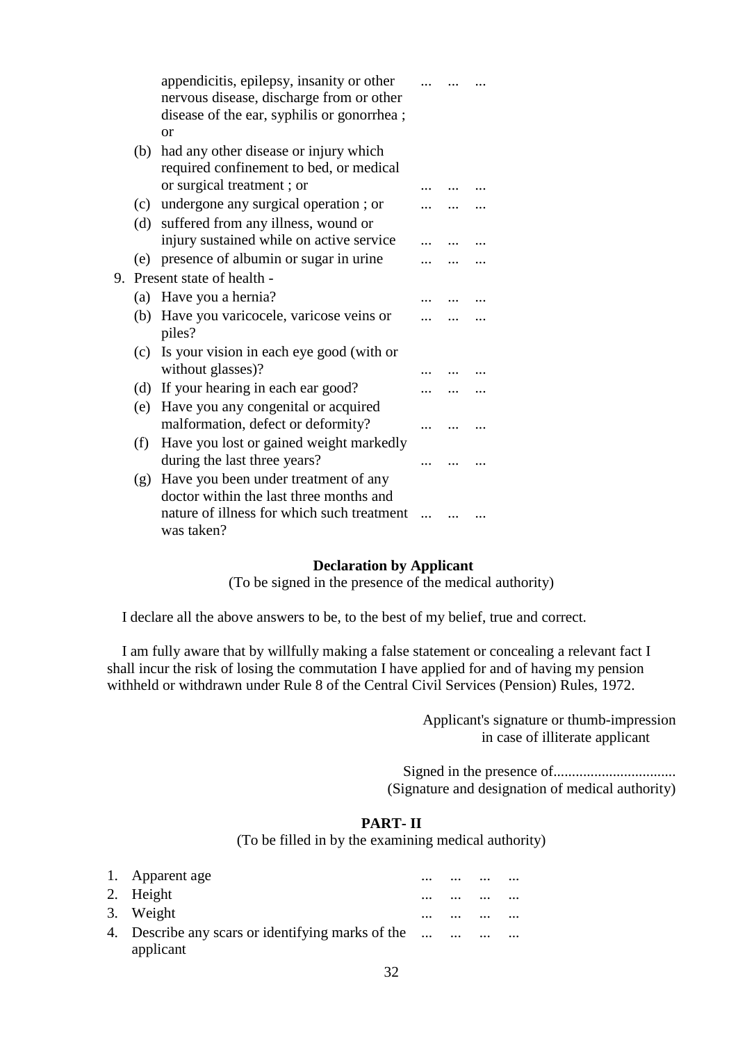appendicitis, epilepsy, insanity or other nervous disease, discharge from or other disease of the ear, syphilis or gonorrhea ; or ... ... ...

(b) had any other disease or injury which required confinement to bed, or medical or surgical treatment ; or ... ... ...

(c) undergone any surgical operation ; or ... ... ...

(d) suffered from any illness, wound or injury sustained while on active service ... ... ...

(e) presence of albumin or sugar in urine ... ... ...

9. Present state of health -

(a) Have you a hernia? ... ... ...

(b) Have you varicocele, varicose veins or piles? ... ... ...

(c) Is your vision in each eye good (with or without glasses)? ... ... ...

(d) If your hearing in each ear good? ... ... ...

(e) Have you any congenital or acquired malformation, defect or deformity? ... ... ...

(f) Have you lost or gained weight markedly during the last three years? ... ... ...

(g) Have you been under treatment of any doctor within the last three months and nature of illness for which such treatment was taken? ... ... ...

**Declaration by Applicant**

(To be signed in the presence of the medical authority)

I declare all the above answers to be, to the best of my belief, true and correct.

I am fully aware that by willfully making a false statement or concealing a relevant fact I shall incur the risk of losing the commutation I have applied for and of having my pension withheld or withdrawn under Rule 8 of the Central Civil Services (Pension) Rules, 1972.

Applicant's signature or thumb-impression in case of illiterate applicant

Signed in the presence of.................................
(Signature and designation of medical authority)

**PART- II**

(To be filled in by the examining medical authority)

1. Apparent age ... ... ... ...
2. Height ... ... ... ...
3. Weight ... ... ... ...
4. Describe any scars or identifying marks of the applicant ... ... ... ...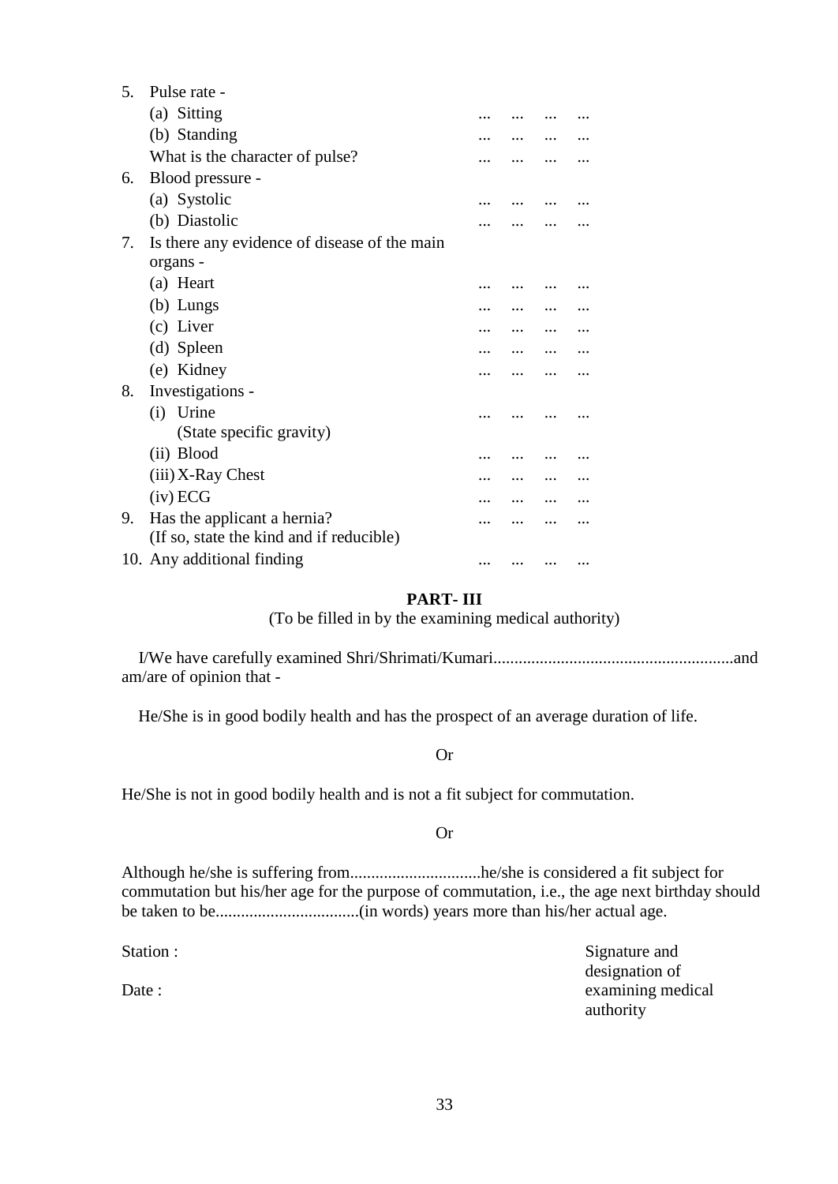5. Pulse rate -
   (a) Sitting ... ... ... ...
   (b) Standing ... ... ... ...
   What is the character of pulse? ... ... ... ...
6. Blood pressure -
   (a) Systolic ... ... ... ...
   (b) Diastolic ... ... ... ...
7. Is there any evidence of disease of the main organs -
   (a) Heart ... ... ... ...
   (b) Lungs ... ... ... ...
   (c) Liver ... ... ... ...
   (d) Spleen ... ... ... ...
   (e) Kidney ... ... ... ...
8. Investigations -
   (i) Urine ... ... ... ...
   (State specific gravity)
   (ii) Blood ... ... ... ...
   (iii) X-Ray Chest ... ... ... ...
   (iv) ECG ... ... ... ...
9. Has the applicant a hernia? ... ... ... ...
   (If so, state the kind and if reducible)
10. Any additional finding ... ... ... ...

## PART- III

(To be filled in by the examining medical authority)

I/We have carefully examined Shri/Shrimati/Kumari.........................................................and am/are of opinion that -

He/She is in good bodily health and has the prospect of an average duration of life.

Or

He/She is not in good bodily health and is not a fit subject for commutation.

Or

Although he/she is suffering from...............................he/she is considered a fit subject for commutation but his/her age for the purpose of commutation, i.e., the age next birthday should be taken to be.................................(in words) years more than his/her actual age.

Station :

Date :

Signature and designation of examining medical authority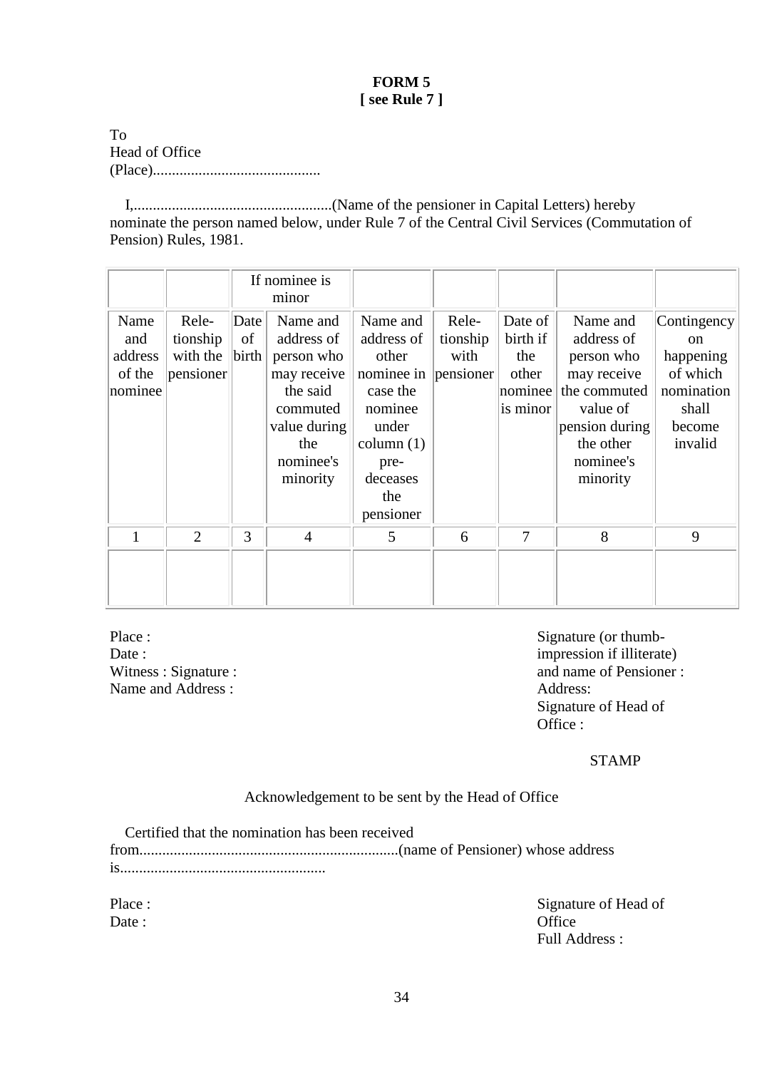**FORM 5**
**[ see Rule 7 ]**

To
Head of Office
(Place)............................................

I,....................................................(Name of the pensioner in Capital Letters) hereby nominate the person named below, under Rule 7 of the Central Civil Services (Commutation of Pension) Rules, 1981.

| | | If nominee is minor | | | | | | |
|---|---|---|---|---|---|---|---|---|
| Name and address of the nominee | Rele-tionship with the pensioner | Date of birth | Name and address of person who may receive the said commuted value during the nominee's minority | Name and address of other nominee in case the nominee under column (1) pre-deceases the pensioner | Rele-tionship with pensioner | Date of birth if the other nominee is minor | Name and address of person who may receive the commuted value of pension during the other nominee's minority | Contingency on happening of which nomination shall become invalid |
| 1 | 2 | 3 | 4 | 5 | 6 | 7 | 8 | 9 |
| | | | | | | | | |

Place :
Date :
Witness : Signature :
Name and Address :

Signature (or thumb-impression if illiterate) and name of Pensioner :
Address:
Signature of Head of Office :

STAMP

Acknowledgement to be sent by the Head of Office

Certified that the nomination has been received from...................................................................(name of Pensioner) whose address is.....................................................

Place :
Date :

Signature of Head of Office
Full Address :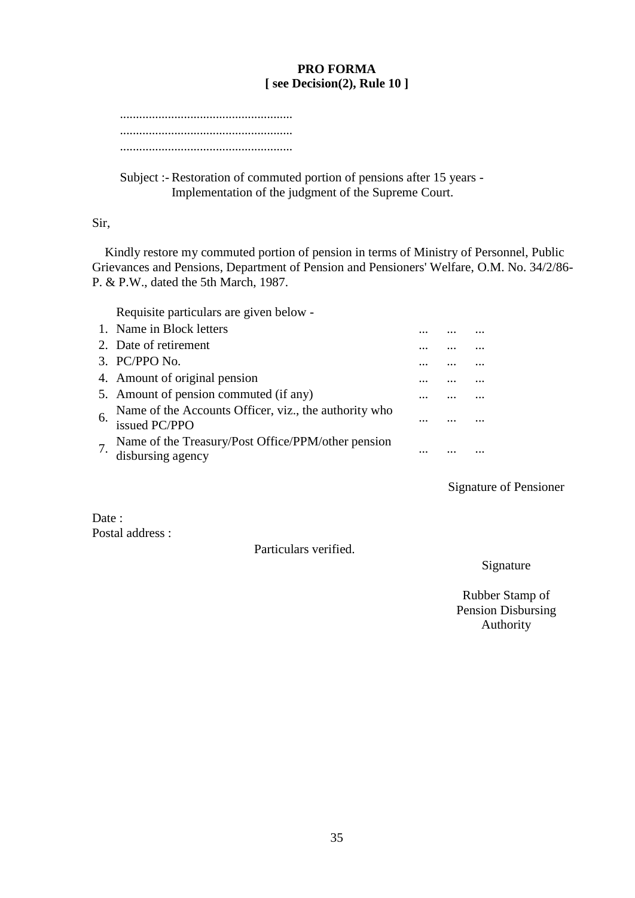**PRO FORMA**
**[ see Decision(2), Rule 10 ]**

......................................................
......................................................
......................................................

Subject :- Restoration of commuted portion of pensions after 15 years - Implementation of the judgment of the Supreme Court.

Sir,

Kindly restore my commuted portion of pension in terms of Ministry of Personnel, Public Grievances and Pensions, Department of Pension and Pensioners' Welfare, O.M. No. 34/2/86-P. & P.W., dated the 5th March, 1987.

Requisite particulars are given below -

1. Name in Block letters ... ... ...
2. Date of retirement ... ... ...
3. PC/PPO No. ... ... ...
4. Amount of original pension ... ... ...
5. Amount of pension commuted (if any) ... ... ...
6. Name of the Accounts Officer, viz., the authority who issued PC/PPO ... ... ...
7. Name of the Treasury/Post Office/PPM/other pension disbursing agency ... ... ...

Signature of Pensioner

Date :
Postal address :

Particulars verified.

Signature

Rubber Stamp of
Pension Disbursing
Authority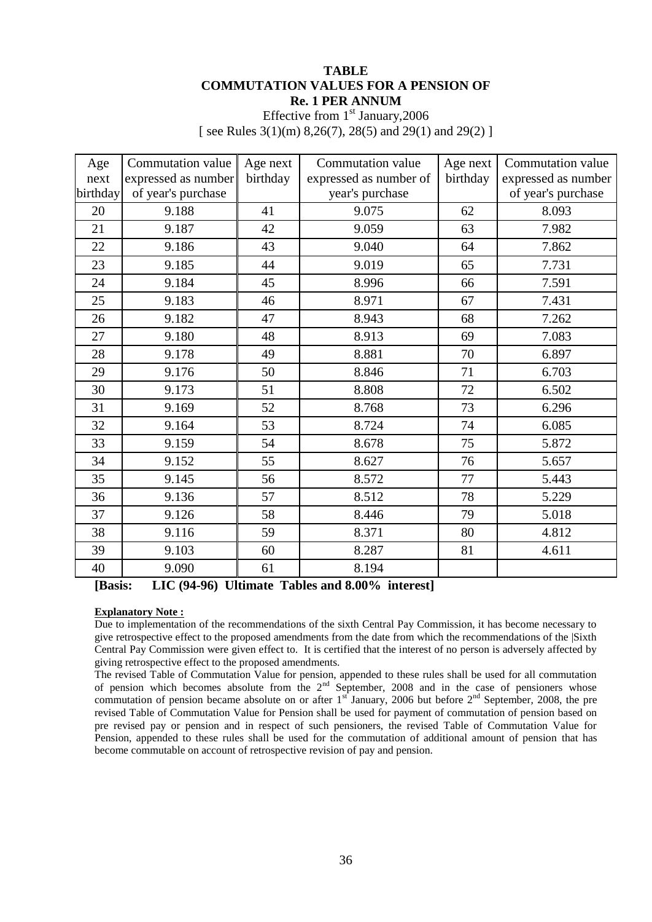## TABLE
## COMMUTATION VALUES FOR A PENSION OF Re. 1 PER ANNUM

Effective from 1st January,2006

[ see Rules 3(1)(m) 8,26(7), 28(5) and 29(1) and 29(2) ]

| Age next birthday | Commutation value expressed as number of year's purchase | Age next birthday | Commutation value expressed as number of year's purchase | Age next birthday | Commutation value expressed as number of year's purchase |
|---|---|---|---|---|---|
| 20 | 9.188 | 41 | 9.075 | 62 | 8.093 |
| 21 | 9.187 | 42 | 9.059 | 63 | 7.982 |
| 22 | 9.186 | 43 | 9.040 | 64 | 7.862 |
| 23 | 9.185 | 44 | 9.019 | 65 | 7.731 |
| 24 | 9.184 | 45 | 8.996 | 66 | 7.591 |
| 25 | 9.183 | 46 | 8.971 | 67 | 7.431 |
| 26 | 9.182 | 47 | 8.943 | 68 | 7.262 |
| 27 | 9.180 | 48 | 8.913 | 69 | 7.083 |
| 28 | 9.178 | 49 | 8.881 | 70 | 6.897 |
| 29 | 9.176 | 50 | 8.846 | 71 | 6.703 |
| 30 | 9.173 | 51 | 8.808 | 72 | 6.502 |
| 31 | 9.169 | 52 | 8.768 | 73 | 6.296 |
| 32 | 9.164 | 53 | 8.724 | 74 | 6.085 |
| 33 | 9.159 | 54 | 8.678 | 75 | 5.872 |
| 34 | 9.152 | 55 | 8.627 | 76 | 5.657 |
| 35 | 9.145 | 56 | 8.572 | 77 | 5.443 |
| 36 | 9.136 | 57 | 8.512 | 78 | 5.229 |
| 37 | 9.126 | 58 | 8.446 | 79 | 5.018 |
| 38 | 9.116 | 59 | 8.371 | 80 | 4.812 |
| 39 | 9.103 | 60 | 8.287 | 81 | 4.611 |
| 40 | 9.090 | 61 | 8.194 | | |

**[Basis: LIC (94-96) Ultimate Tables and 8.00% interest]**

**Explanatory Note :**

Due to implementation of the recommendations of the sixth Central Pay Commission, it has become necessary to give retrospective effect to the proposed amendments from the date from which the recommendations of the |Sixth Central Pay Commission were given effect to. It is certified that the interest of no person is adversely affected by giving retrospective effect to the proposed amendments.

The revised Table of Commutation Value for pension, appended to these rules shall be used for all commutation of pension which becomes absolute from the 2nd September, 2008 and in the case of pensioners whose commutation of pension became absolute on or after 1st January, 2006 but before 2nd September, 2008, the pre revised Table of Commutation Value for Pension shall be used for payment of commutation of pension based on pre revised pay or pension and in respect of such pensioners, the revised Table of Commutation Value for Pension, appended to these rules shall be used for the commutation of additional amount of pension that has become commutable on account of retrospective revision of pay and pension.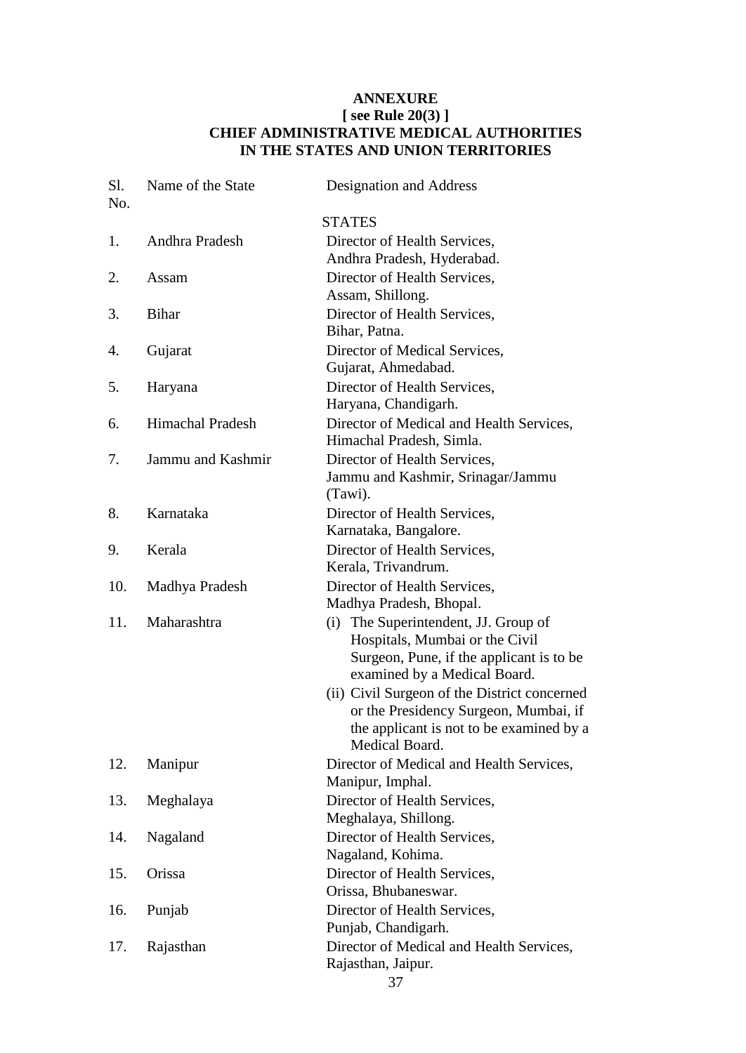**ANNEXURE**
**[ see Rule 20(3) ]**
**CHIEF ADMINISTRATIVE MEDICAL AUTHORITIES IN THE STATES AND UNION TERRITORIES**

| Sl. No. | Name of the State | Designation and Address |
|---|---|---|
| | | STATES |
| 1. | Andhra Pradesh | Director of Health Services, Andhra Pradesh, Hyderabad. |
| 2. | Assam | Director of Health Services, Assam, Shillong. |
| 3. | Bihar | Director of Health Services, Bihar, Patna. |
| 4. | Gujarat | Director of Medical Services, Gujarat, Ahmedabad. |
| 5. | Haryana | Director of Health Services, Haryana, Chandigarh. |
| 6. | Himachal Pradesh | Director of Medical and Health Services, Himachal Pradesh, Simla. |
| 7. | Jammu and Kashmir | Director of Health Services, Jammu and Kashmir, Srinagar/Jammu (Tawi). |
| 8. | Karnataka | Director of Health Services, Karnataka, Bangalore. |
| 9. | Kerala | Director of Health Services, Kerala, Trivandrum. |
| 10. | Madhya Pradesh | Director of Health Services, Madhya Pradesh, Bhopal. |
| 11. | Maharashtra | (i) The Superintendent, JJ. Group of Hospitals, Mumbai or the Civil Surgeon, Pune, if the applicant is to be examined by a Medical Board. (ii) Civil Surgeon of the District concerned or the Presidency Surgeon, Mumbai, if the applicant is not to be examined by a Medical Board. |
| 12. | Manipur | Director of Medical and Health Services, Manipur, Imphal. |
| 13. | Meghalaya | Director of Health Services, Meghalaya, Shillong. |
| 14. | Nagaland | Director of Health Services, Nagaland, Kohima. |
| 15. | Orissa | Director of Health Services, Orissa, Bhubaneswar. |
| 16. | Punjab | Director of Health Services, Punjab, Chandigarh. |
| 17. | Rajasthan | Director of Medical and Health Services, Rajasthan, Jaipur. |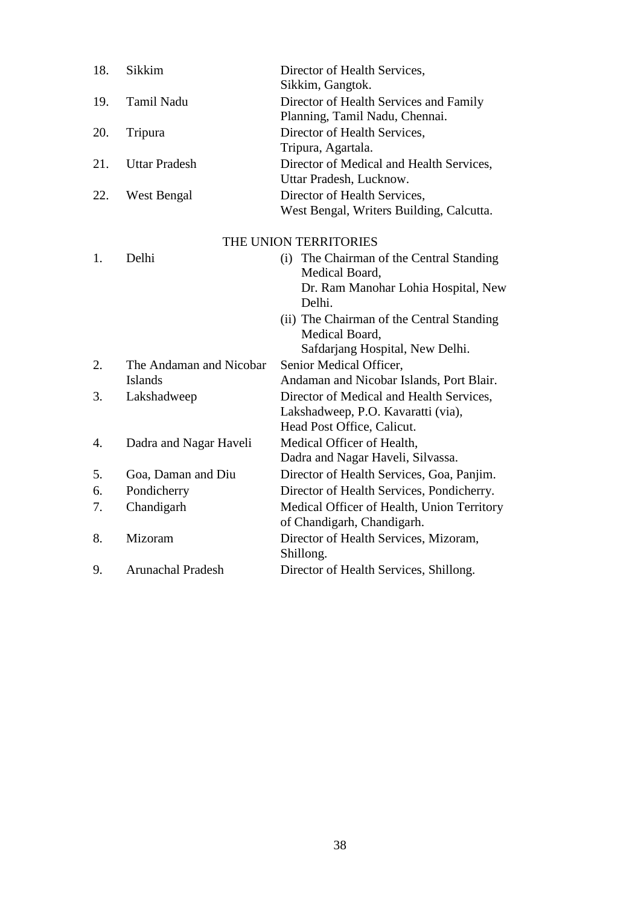| | | |
|---|---|---|
| 18. | Sikkim | Director of Health Services, Sikkim, Gangtok. |
| 19. | Tamil Nadu | Director of Health Services and Family Planning, Tamil Nadu, Chennai. |
| 20. | Tripura | Director of Health Services, Tripura, Agartala. |
| 21. | Uttar Pradesh | Director of Medical and Health Services, Uttar Pradesh, Lucknow. |
| 22. | West Bengal | Director of Health Services, West Bengal, Writers Building, Calcutta. |

THE UNION TERRITORIES

| | | |
|---|---|---|
| 1. | Delhi | (i) The Chairman of the Central Standing Medical Board, Dr. Ram Manohar Lohia Hospital, New Delhi. (ii) The Chairman of the Central Standing Medical Board, Safdarjang Hospital, New Delhi. |
| 2. | The Andaman and Nicobar Islands | Senior Medical Officer, Andaman and Nicobar Islands, Port Blair. |
| 3. | Lakshadweep | Director of Medical and Health Services, Lakshadweep, P.O. Kavaratti (via), Head Post Office, Calicut. |
| 4. | Dadra and Nagar Haveli | Medical Officer of Health, Dadra and Nagar Haveli, Silvassa. |
| 5. | Goa, Daman and Diu | Director of Health Services, Goa, Panjim. |
| 6. | Pondicherry | Director of Health Services, Pondicherry. |
| 7. | Chandigarh | Medical Officer of Health, Union Territory of Chandigarh, Chandigarh. |
| 8. | Mizoram | Director of Health Services, Mizoram, Shillong. |
| 9. | Arunachal Pradesh | Director of Health Services, Shillong. |